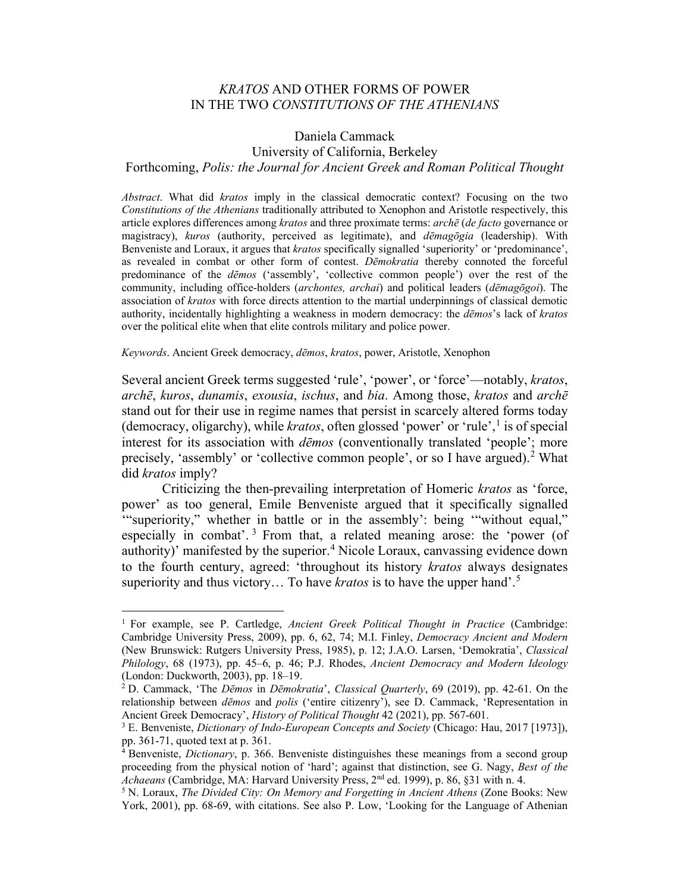# *KRATOS* AND OTHER FORMS OF POWER IN THE TWO *CONSTITUTIONS OF THE ATHENIANS*

Daniela Cammack
University of California, Berkeley
Forthcoming, *Polis: the Journal for Ancient Greek and Roman Political Thought*

*Abstract*. What did *kratos* imply in the classical democratic context? Focusing on the two *Constitutions of the Athenians* traditionally attributed to Xenophon and Aristotle respectively, this article explores differences among *kratos* and three proximate terms: *archē* (*de facto* governance or magistracy), *kuros* (authority, perceived as legitimate), and *dēmagōgia* (leadership). With Benveniste and Loraux, it argues that *kratos* specifically signalled 'superiority' or 'predominance', as revealed in combat or other form of contest. *Dēmokratia* thereby connoted the forceful predominance of the *dēmos* ('assembly', 'collective common people') over the rest of the community, including office-holders (*archontes, archai*) and political leaders (*dēmagōgoi*). The association of *kratos* with force directs attention to the martial underpinnings of classical demotic authority, incidentally highlighting a weakness in modern democracy: the *dēmos*'s lack of *kratos* over the political elite when that elite controls military and police power.

*Keywords*. Ancient Greek democracy, *dēmos*, *kratos*, power, Aristotle, Xenophon

Several ancient Greek terms suggested 'rule', 'power', or 'force'—notably, *kratos*, *archē*, *kuros*, *dunamis*, *exousia*, *ischus*, and *bia*. Among those, *kratos* and *archē* stand out for their use in regime names that persist in scarcely altered forms today (democracy, oligarchy), while *kratos*, often glossed 'power' or 'rule',[1] is of special interest for its association with *dēmos* (conventionally translated 'people'; more precisely, 'assembly' or 'collective common people', or so I have argued).[2] What did *kratos* imply?

Criticizing the then-prevailing interpretation of Homeric *kratos* as 'force, power' as too general, Emile Benveniste argued that it specifically signalled '"superiority," whether in battle or in the assembly': being '"without equal," especially in combat'.[3] From that, a related meaning arose: the 'power (of authority)' manifested by the superior.[4] Nicole Loraux, canvassing evidence down to the fourth century, agreed: 'throughout its history *kratos* always designates superiority and thus victory… To have *kratos* is to have the upper hand'.[5]

---

[1] For example, see P. Cartledge, *Ancient Greek Political Thought in Practice* (Cambridge: Cambridge University Press, 2009), pp. 6, 62, 74; M.I. Finley, *Democracy Ancient and Modern* (New Brunswick: Rutgers University Press, 1985), p. 12; J.A.O. Larsen, 'Demokratia', *Classical Philology*, 68 (1973), pp. 45–6, p. 46; P.J. Rhodes, *Ancient Democracy and Modern Ideology* (London: Duckworth, 2003), pp. 18–19.

[2] D. Cammack, 'The *Dēmos* in *Dēmokratia*', *Classical Quarterly*, 69 (2019), pp. 42-61. On the relationship between *dēmos* and *polis* ('entire citizenry'), see D. Cammack, 'Representation in Ancient Greek Democracy', *History of Political Thought* 42 (2021), pp. 567-601.

[3] E. Benveniste, *Dictionary of Indo-European Concepts and Society* (Chicago: Hau, 2017 [1973]), pp. 361-71, quoted text at p. 361.

[4] Benveniste, *Dictionary*, p. 366. Benveniste distinguishes these meanings from a second group proceeding from the physical notion of 'hard'; against that distinction, see G. Nagy, *Best of the Achaeans* (Cambridge, MA: Harvard University Press, 2nd ed. 1999), p. 86, §31 with n. 4.

[5] N. Loraux, *The Divided City: On Memory and Forgetting in Ancient Athens* (Zone Books: New York, 2001), pp. 68-69, with citations. See also P. Low, 'Looking for the Language of Athenian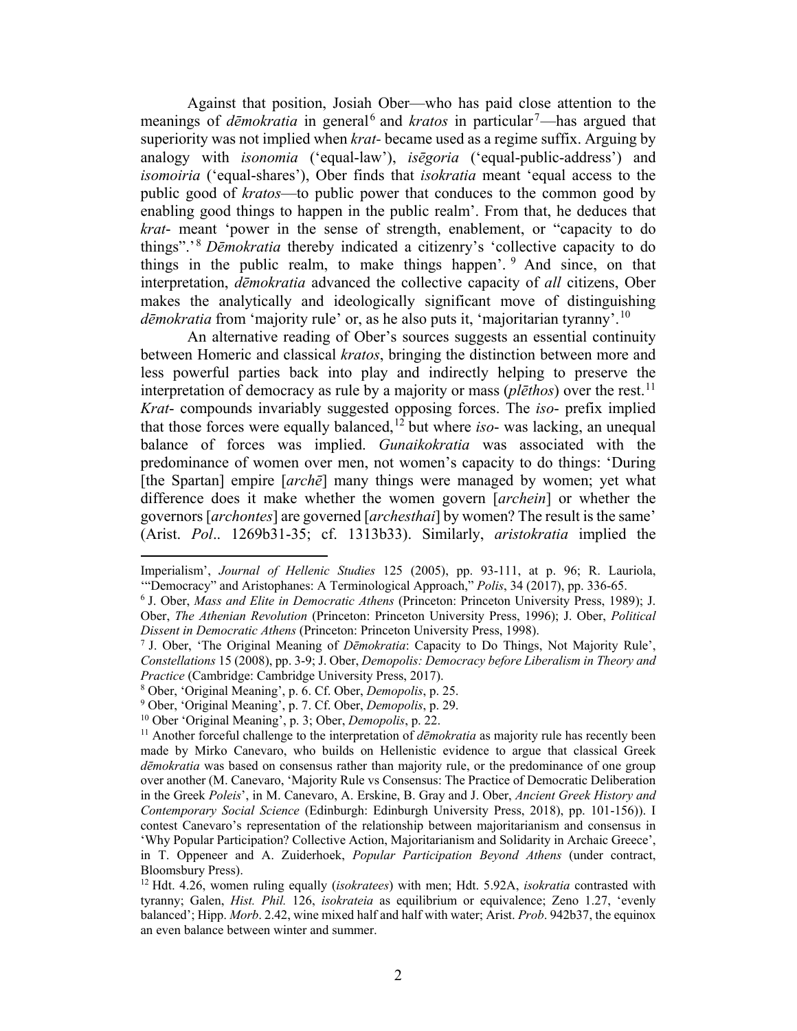Against that position, Josiah Ober—who has paid close attention to the meanings of *dēmokratia* in general[6] and *kratos* in particular[7]—has argued that superiority was not implied when *krat-* became used as a regime suffix. Arguing by analogy with *isonomia* ('equal-law'), *isēgoria* ('equal-public-address') and *isomoiria* ('equal-shares'), Ober finds that *isokratia* meant 'equal access to the public good of *kratos*—to public power that conduces to the common good by enabling good things to happen in the public realm'. From that, he deduces that *krat-* meant 'power in the sense of strength, enablement, or "capacity to do things".'[8] *Dēmokratia* thereby indicated a citizenry's 'collective capacity to do things in the public realm, to make things happen'.[9] And since, on that interpretation, *dēmokratia* advanced the collective capacity of *all* citizens, Ober makes the analytically and ideologically significant move of distinguishing *dēmokratia* from 'majority rule' or, as he also puts it, 'majoritarian tyranny'.[10]

An alternative reading of Ober's sources suggests an essential continuity between Homeric and classical *kratos*, bringing the distinction between more and less powerful parties back into play and indirectly helping to preserve the interpretation of democracy as rule by a majority or mass (*plēthos*) over the rest.[11] *Krat-* compounds invariably suggested opposing forces. The *iso-* prefix implied that those forces were equally balanced,[12] but where *iso-* was lacking, an unequal balance of forces was implied. *Gunaikokratia* was associated with the predominance of women over men, not women's capacity to do things: 'During [the Spartan] empire [*archē*] many things were managed by women; yet what difference does it make whether the women govern [*archein*] or whether the governors [*archontes*] are governed [*archesthai*] by women? The result is the same' (Arist. *Pol*.. 1269b31-35; cf. 1313b33). Similarly, *aristokratia* implied the

---

Imperialism', *Journal of Hellenic Studies* 125 (2005), pp. 93-111, at p. 96; R. Lauriola, '"Democracy" and Aristophanes: A Terminological Approach," *Polis*, 34 (2017), pp. 336-65.

[6] J. Ober, *Mass and Elite in Democratic Athens* (Princeton: Princeton University Press, 1989); J. Ober, *The Athenian Revolution* (Princeton: Princeton University Press, 1996); J. Ober, *Political Dissent in Democratic Athens* (Princeton: Princeton University Press, 1998).

[7] J. Ober, 'The Original Meaning of *Dēmokratia*: Capacity to Do Things, Not Majority Rule', *Constellations* 15 (2008), pp. 3-9; J. Ober, *Demopolis: Democracy before Liberalism in Theory and Practice* (Cambridge: Cambridge University Press, 2017).

[8] Ober, 'Original Meaning', p. 6. Cf. Ober, *Demopolis*, p. 25.

[9] Ober, 'Original Meaning', p. 7. Cf. Ober, *Demopolis*, p. 29.

[10] Ober 'Original Meaning', p. 3; Ober, *Demopolis*, p. 22.

[11] Another forceful challenge to the interpretation of *dēmokratia* as majority rule has recently been made by Mirko Canevaro, who builds on Hellenistic evidence to argue that classical Greek *dēmokratia* was based on consensus rather than majority rule, or the predominance of one group over another (M. Canevaro, 'Majority Rule vs Consensus: The Practice of Democratic Deliberation in the Greek *Poleis*', in M. Canevaro, A. Erskine, B. Gray and J. Ober, *Ancient Greek History and Contemporary Social Science* (Edinburgh: Edinburgh University Press, 2018), pp. 101-156)). I contest Canevaro's representation of the relationship between majoritarianism and consensus in 'Why Popular Participation? Collective Action, Majoritarianism and Solidarity in Archaic Greece', in T. Oppeneer and A. Zuiderhoek, *Popular Participation Beyond Athens* (under contract, Bloomsbury Press).

[12] Hdt. 4.26, women ruling equally (*isokratees*) with men; Hdt. 5.92A, *isokratia* contrasted with tyranny; Galen, *Hist. Phil.* 126, *isokrateia* as equilibrium or equivalence; Zeno 1.27, 'evenly balanced'; Hipp. *Morb*. 2.42, wine mixed half and half with water; Arist. *Prob*. 942b37, the equinox an even balance between winter and summer.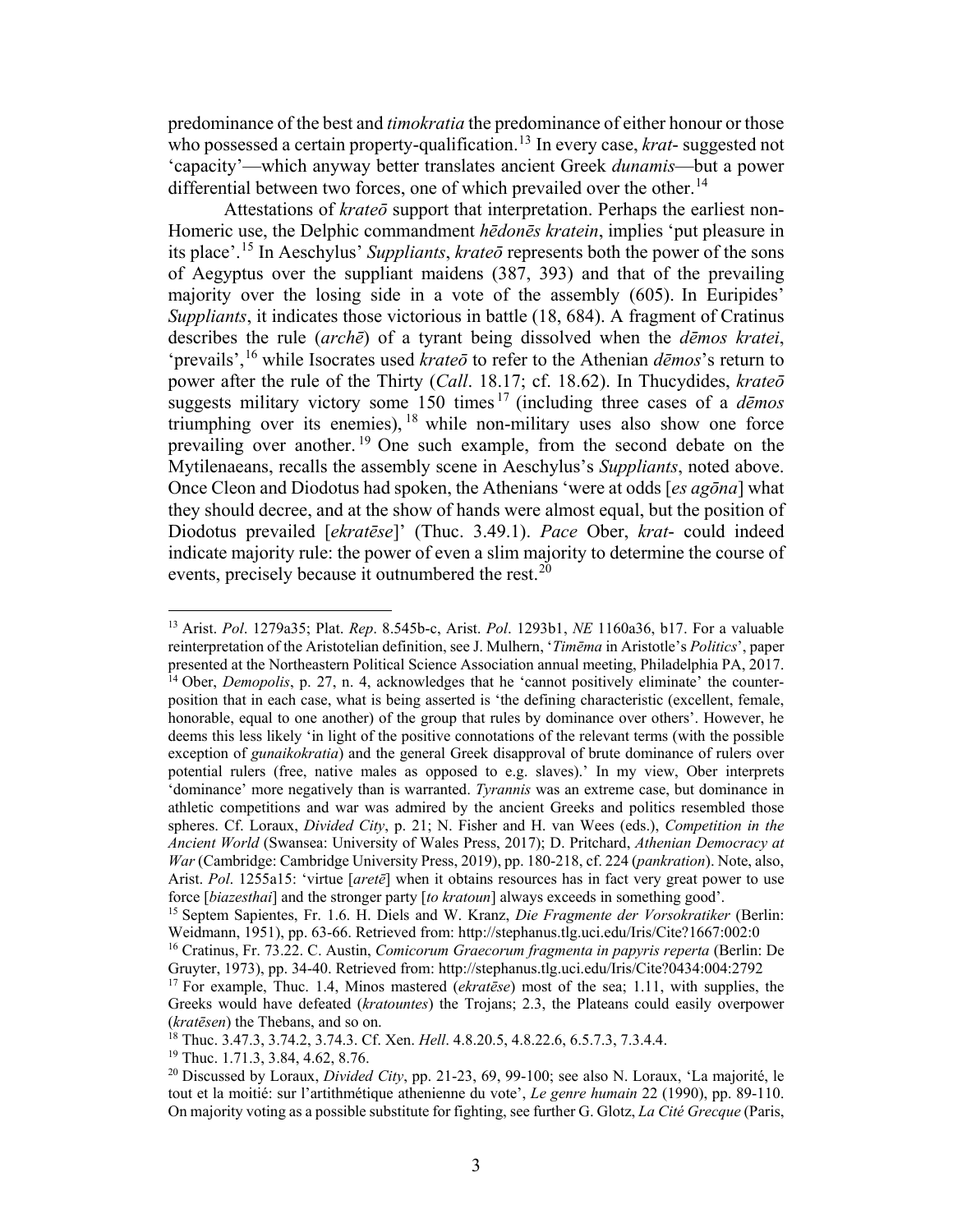predominance of the best and *timokratia* the predominance of either honour or those who possessed a certain property-qualification.[13] In every case, *krat-* suggested not 'capacity'—which anyway better translates ancient Greek *dunamis*—but a power differential between two forces, one of which prevailed over the other.[14]

Attestations of *krateō* support that interpretation. Perhaps the earliest non-Homeric use, the Delphic commandment *hēdonēs kratein*, implies 'put pleasure in its place'.[15] In Aeschylus' *Suppliants*, *krateō* represents both the power of the sons of Aegyptus over the suppliant maidens (387, 393) and that of the prevailing majority over the losing side in a vote of the assembly (605). In Euripides' *Suppliants*, it indicates those victorious in battle (18, 684). A fragment of Cratinus describes the rule (*archē*) of a tyrant being dissolved when the *dēmos kratei*, 'prevails',[16] while Isocrates used *krateō* to refer to the Athenian *dēmos*'s return to power after the rule of the Thirty (*Call*. 18.17; cf. 18.62). In Thucydides, *krateō* suggests military victory some 150 times[17] (including three cases of a *dēmos* triumphing over its enemies),[18] while non-military uses also show one force prevailing over another.[19] One such example, from the second debate on the Mytilenaeans, recalls the assembly scene in Aeschylus's *Suppliants*, noted above. Once Cleon and Diodotus had spoken, the Athenians 'were at odds [*es agōna*] what they should decree, and at the show of hands were almost equal, but the position of Diodotus prevailed [*ekratēse*]' (Thuc. 3.49.1). *Pace* Ober, *krat-* could indeed indicate majority rule: the power of even a slim majority to determine the course of events, precisely because it outnumbered the rest.[20]

---

[13] Arist. *Pol*. 1279a35; Plat. *Rep*. 8.545b-c, Arist. *Pol*. 1293b1, *NE* 1160a36, b17. For a valuable reinterpretation of the Aristotelian definition, see J. Mulhern, '*Timēma* in Aristotle's *Politics*', paper presented at the Northeastern Political Science Association annual meeting, Philadelphia PA, 2017.

[14] Ober, *Demopolis*, p. 27, n. 4, acknowledges that he 'cannot positively eliminate' the counter-position that in each case, what is being asserted is 'the defining characteristic (excellent, female, honorable, equal to one another) of the group that rules by dominance over others'. However, he deems this less likely 'in light of the positive connotations of the relevant terms (with the possible exception of *gunaikokratia*) and the general Greek disapproval of brute dominance of rulers over potential rulers (free, native males as opposed to e.g. slaves).' In my view, Ober interprets 'dominance' more negatively than is warranted. *Tyrannis* was an extreme case, but dominance in athletic competitions and war was admired by the ancient Greeks and politics resembled those spheres. Cf. Loraux, *Divided City*, p. 21; N. Fisher and H. van Wees (eds.), *Competition in the Ancient World* (Swansea: University of Wales Press, 2017); D. Pritchard, *Athenian Democracy at War* (Cambridge: Cambridge University Press, 2019), pp. 180-218, cf. 224 (*pankration*). Note, also, Arist. *Pol*. 1255a15: 'virtue [*aretē*] when it obtains resources has in fact very great power to use force [*biazesthai*] and the stronger party [*to kratoun*] always exceeds in something good'.

[15] Septem Sapientes, Fr. 1.6. H. Diels and W. Kranz, *Die Fragmente der Vorsokratiker* (Berlin: Weidmann, 1951), pp. 63-66. Retrieved from: http://stephanus.tlg.uci.edu/Iris/Cite?1667:002:0

[16] Cratinus, Fr. 73.22. C. Austin, *Comicorum Graecorum fragmenta in papyris reperta* (Berlin: De Gruyter, 1973), pp. 34-40. Retrieved from: http://stephanus.tlg.uci.edu/Iris/Cite?0434:004:2792

[17] For example, Thuc. 1.4, Minos mastered (*ekratēse*) most of the sea; 1.11, with supplies, the Greeks would have defeated (*kratountes*) the Trojans; 2.3, the Plateans could easily overpower (*kratēsen*) the Thebans, and so on.

[18] Thuc. 3.47.3, 3.74.2, 3.74.3. Cf. Xen. *Hell*. 4.8.20.5, 4.8.22.6, 6.5.7.3, 7.3.4.4.

[19] Thuc. 1.71.3, 3.84, 4.62, 8.76.

[20] Discussed by Loraux, *Divided City*, pp. 21-23, 69, 99-100; see also N. Loraux, 'La majorité, le tout et la moitié: sur l'artithmétique athenienne du vote', *Le genre humain* 22 (1990), pp. 89-110. On majority voting as a possible substitute for fighting, see further G. Glotz, *La Cité Grecque* (Paris,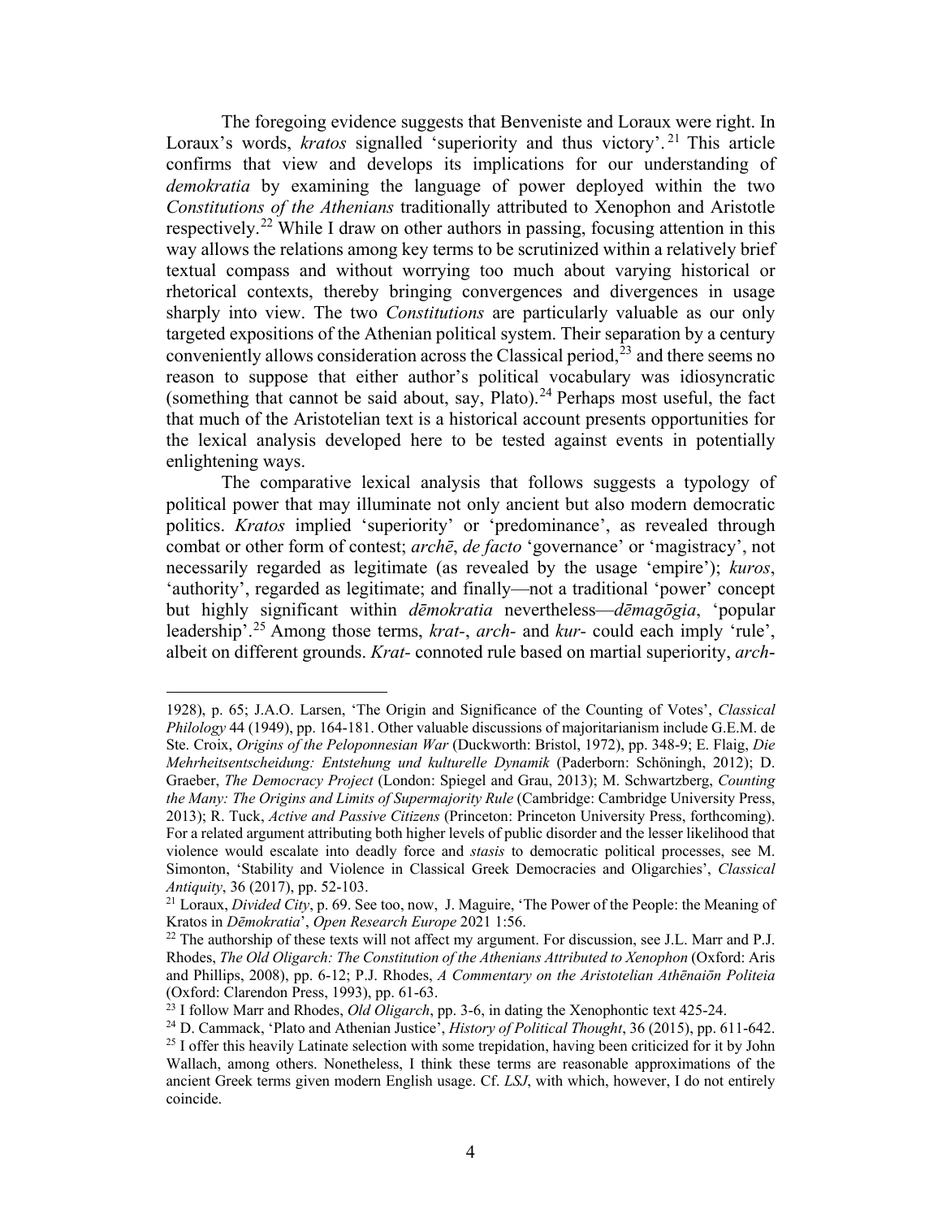The foregoing evidence suggests that Benveniste and Loraux were right. In Loraux's words, *kratos* signalled 'superiority and thus victory'.[21] This article confirms that view and develops its implications for our understanding of *demokratia* by examining the language of power deployed within the two *Constitutions of the Athenians* traditionally attributed to Xenophon and Aristotle respectively.[22] While I draw on other authors in passing, focusing attention in this way allows the relations among key terms to be scrutinized within a relatively brief textual compass and without worrying too much about varying historical or rhetorical contexts, thereby bringing convergences and divergences in usage sharply into view. The two *Constitutions* are particularly valuable as our only targeted expositions of the Athenian political system. Their separation by a century conveniently allows consideration across the Classical period,[23] and there seems no reason to suppose that either author's political vocabulary was idiosyncratic (something that cannot be said about, say, Plato).[24] Perhaps most useful, the fact that much of the Aristotelian text is a historical account presents opportunities for the lexical analysis developed here to be tested against events in potentially enlightening ways.

The comparative lexical analysis that follows suggests a typology of political power that may illuminate not only ancient but also modern democratic politics. *Kratos* implied 'superiority' or 'predominance', as revealed through combat or other form of contest; *archē*, *de facto* 'governance' or 'magistracy', not necessarily regarded as legitimate (as revealed by the usage 'empire'); *kuros*, 'authority', regarded as legitimate; and finally—not a traditional 'power' concept but highly significant within *dēmokratia* nevertheless—*dēmagōgia*, 'popular leadership'.[25] Among those terms, *krat-*, *arch-* and *kur-* could each imply 'rule', albeit on different grounds. *Krat-* connoted rule based on martial superiority, *arch-*

---

1928), p. 65; J.A.O. Larsen, 'The Origin and Significance of the Counting of Votes', *Classical Philology* 44 (1949), pp. 164-181. Other valuable discussions of majoritarianism include G.E.M. de Ste. Croix, *Origins of the Peloponnesian War* (Duckworth: Bristol, 1972), pp. 348-9; E. Flaig, *Die Mehrheitsentscheidung: Entstehung und kulturelle Dynamik* (Paderborn: Schöningh, 2012); D. Graeber, *The Democracy Project* (London: Spiegel and Grau, 2013); M. Schwartzberg, *Counting the Many: The Origins and Limits of Supermajority Rule* (Cambridge: Cambridge University Press, 2013); R. Tuck, *Active and Passive Citizens* (Princeton: Princeton University Press, forthcoming). For a related argument attributing both higher levels of public disorder and the lesser likelihood that violence would escalate into deadly force and *stasis* to democratic political processes, see M. Simonton, 'Stability and Violence in Classical Greek Democracies and Oligarchies', *Classical Antiquity*, 36 (2017), pp. 52-103.

[21] Loraux, *Divided City*, p. 69. See too, now, J. Maguire, 'The Power of the People: the Meaning of Kratos in *Dēmokratia*', *Open Research Europe* 2021 1:56.

[22] The authorship of these texts will not affect my argument. For discussion, see J.L. Marr and P.J. Rhodes, *The Old Oligarch: The Constitution of the Athenians Attributed to Xenophon* (Oxford: Aris and Phillips, 2008), pp. 6-12; P.J. Rhodes, *A Commentary on the Aristotelian Athēnaiōn Politeia* (Oxford: Clarendon Press, 1993), pp. 61-63.

[23] I follow Marr and Rhodes, *Old Oligarch*, pp. 3-6, in dating the Xenophontic text 425-24.

[24] D. Cammack, 'Plato and Athenian Justice', *History of Political Thought*, 36 (2015), pp. 611-642.

[25] I offer this heavily Latinate selection with some trepidation, having been criticized for it by John Wallach, among others. Nonetheless, I think these terms are reasonable approximations of the ancient Greek terms given modern English usage. Cf. *LSJ*, with which, however, I do not entirely coincide.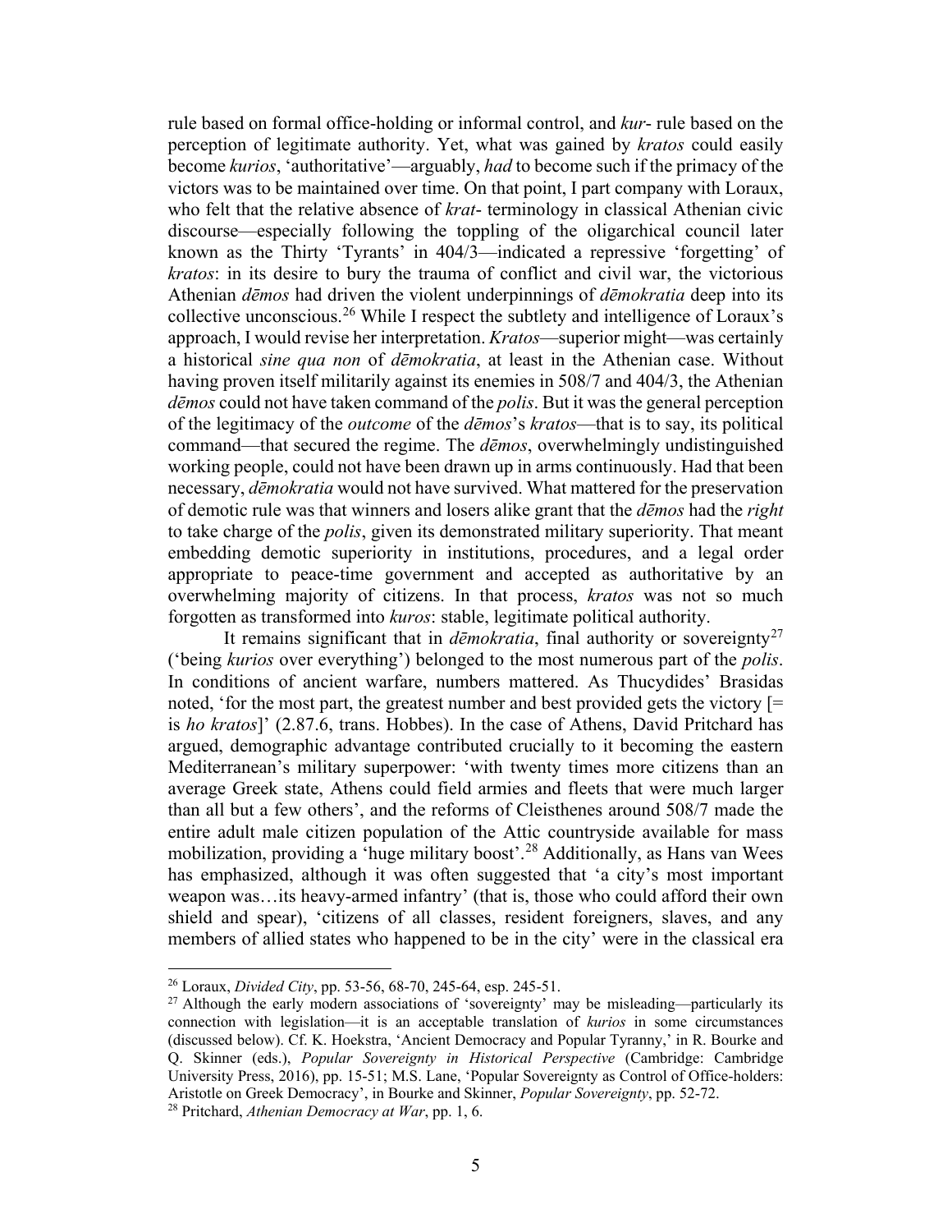rule based on formal office-holding or informal control, and *kur-* rule based on the perception of legitimate authority. Yet, what was gained by *kratos* could easily become *kurios*, 'authoritative'—arguably, *had* to become such if the primacy of the victors was to be maintained over time. On that point, I part company with Loraux, who felt that the relative absence of *krat-* terminology in classical Athenian civic discourse—especially following the toppling of the oligarchical council later known as the Thirty 'Tyrants' in 404/3—indicated a repressive 'forgetting' of *kratos*: in its desire to bury the trauma of conflict and civil war, the victorious Athenian *dēmos* had driven the violent underpinnings of *dēmokratia* deep into its collective unconscious.[26] While I respect the subtlety and intelligence of Loraux's approach, I would revise her interpretation. *Kratos*—superior might—was certainly a historical *sine qua non* of *dēmokratia*, at least in the Athenian case. Without having proven itself militarily against its enemies in 508/7 and 404/3, the Athenian *dēmos* could not have taken command of the *polis*. But it was the general perception of the legitimacy of the *outcome* of the *dēmos*'s *kratos*—that is to say, its political command—that secured the regime. The *dēmos*, overwhelmingly undistinguished working people, could not have been drawn up in arms continuously. Had that been necessary, *dēmokratia* would not have survived. What mattered for the preservation of demotic rule was that winners and losers alike grant that the *dēmos* had the *right* to take charge of the *polis*, given its demonstrated military superiority. That meant embedding demotic superiority in institutions, procedures, and a legal order appropriate to peace-time government and accepted as authoritative by an overwhelming majority of citizens. In that process, *kratos* was not so much forgotten as transformed into *kuros*: stable, legitimate political authority.

It remains significant that in *dēmokratia*, final authority or sovereignty[27] ('being *kurios* over everything') belonged to the most numerous part of the *polis*. In conditions of ancient warfare, numbers mattered. As Thucydides' Brasidas noted, 'for the most part, the greatest number and best provided gets the victory [= is *ho kratos*]' (2.87.6, trans. Hobbes). In the case of Athens, David Pritchard has argued, demographic advantage contributed crucially to it becoming the eastern Mediterranean's military superpower: 'with twenty times more citizens than an average Greek state, Athens could field armies and fleets that were much larger than all but a few others', and the reforms of Cleisthenes around 508/7 made the entire adult male citizen population of the Attic countryside available for mass mobilization, providing a 'huge military boost'.[28] Additionally, as Hans van Wees has emphasized, although it was often suggested that 'a city's most important weapon was…its heavy-armed infantry' (that is, those who could afford their own shield and spear), 'citizens of all classes, resident foreigners, slaves, and any members of allied states who happened to be in the city' were in the classical era

---

[26] Loraux, *Divided City*, pp. 53-56, 68-70, 245-64, esp. 245-51.

[27] Although the early modern associations of 'sovereignty' may be misleading—particularly its connection with legislation—it is an acceptable translation of *kurios* in some circumstances (discussed below). Cf. K. Hoekstra, 'Ancient Democracy and Popular Tyranny,' in R. Bourke and Q. Skinner (eds.), *Popular Sovereignty in Historical Perspective* (Cambridge: Cambridge University Press, 2016), pp. 15-51; M.S. Lane, 'Popular Sovereignty as Control of Office-holders: Aristotle on Greek Democracy', in Bourke and Skinner, *Popular Sovereignty*, pp. 52-72.

[28] Pritchard, *Athenian Democracy at War*, pp. 1, 6.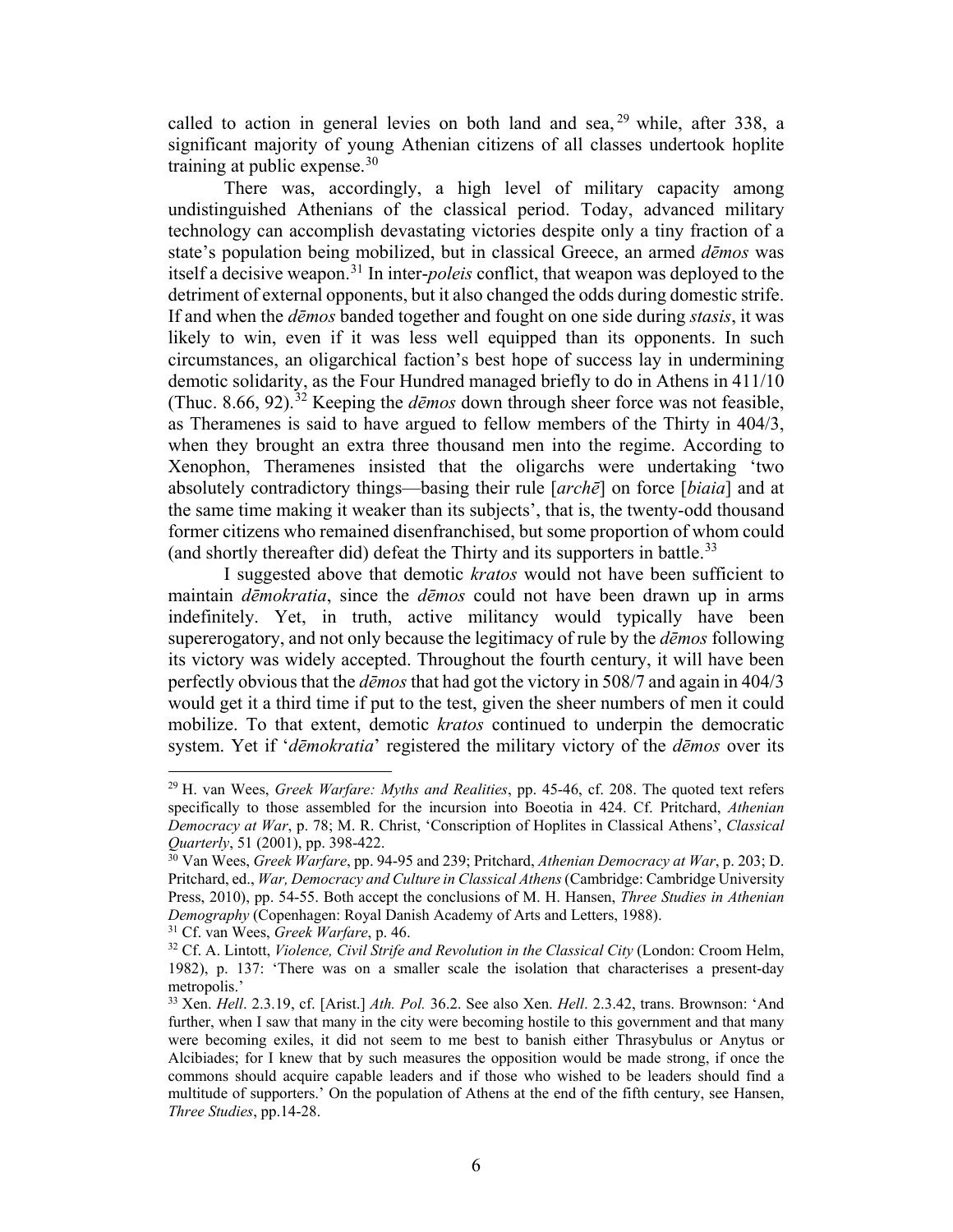called to action in general levies on both land and sea,[29] while, after 338, a significant majority of young Athenian citizens of all classes undertook hoplite training at public expense.[30]

There was, accordingly, a high level of military capacity among undistinguished Athenians of the classical period. Today, advanced military technology can accomplish devastating victories despite only a tiny fraction of a state's population being mobilized, but in classical Greece, an armed *dēmos* was itself a decisive weapon.[31] In inter-*poleis* conflict, that weapon was deployed to the detriment of external opponents, but it also changed the odds during domestic strife. If and when the *dēmos* banded together and fought on one side during *stasis*, it was likely to win, even if it was less well equipped than its opponents. In such circumstances, an oligarchical faction's best hope of success lay in undermining demotic solidarity, as the Four Hundred managed briefly to do in Athens in 411/10 (Thuc. 8.66, 92).[32] Keeping the *dēmos* down through sheer force was not feasible, as Theramenes is said to have argued to fellow members of the Thirty in 404/3, when they brought an extra three thousand men into the regime. According to Xenophon, Theramenes insisted that the oligarchs were undertaking 'two absolutely contradictory things—basing their rule [*archē*] on force [*biaia*] and at the same time making it weaker than its subjects', that is, the twenty-odd thousand former citizens who remained disenfranchised, but some proportion of whom could (and shortly thereafter did) defeat the Thirty and its supporters in battle.[33]

I suggested above that demotic *kratos* would not have been sufficient to maintain *dēmokratia*, since the *dēmos* could not have been drawn up in arms indefinitely. Yet, in truth, active militancy would typically have been supererogatory, and not only because the legitimacy of rule by the *dēmos* following its victory was widely accepted. Throughout the fourth century, it will have been perfectly obvious that the *dēmos* that had got the victory in 508/7 and again in 404/3 would get it a third time if put to the test, given the sheer numbers of men it could mobilize. To that extent, demotic *kratos* continued to underpin the democratic system. Yet if '*dēmokratia*' registered the military victory of the *dēmos* over its

---

[29] H. van Wees, *Greek Warfare: Myths and Realities*, pp. 45-46, cf. 208. The quoted text refers specifically to those assembled for the incursion into Boeotia in 424. Cf. Pritchard, *Athenian Democracy at War*, p. 78; M. R. Christ, 'Conscription of Hoplites in Classical Athens', *Classical Quarterly*, 51 (2001), pp. 398-422.

[30] Van Wees, *Greek Warfare*, pp. 94-95 and 239; Pritchard, *Athenian Democracy at War*, p. 203; D. Pritchard, ed., *War, Democracy and Culture in Classical Athens* (Cambridge: Cambridge University Press, 2010), pp. 54-55. Both accept the conclusions of M. H. Hansen, *Three Studies in Athenian Demography* (Copenhagen: Royal Danish Academy of Arts and Letters, 1988).

[31] Cf. van Wees, *Greek Warfare*, p. 46.

[32] Cf. A. Lintott, *Violence, Civil Strife and Revolution in the Classical City* (London: Croom Helm, 1982), p. 137: 'There was on a smaller scale the isolation that characterises a present-day metropolis.'

[33] Xen. *Hell*. 2.3.19, cf. [Arist.] *Ath. Pol.* 36.2. See also Xen. *Hell*. 2.3.42, trans. Brownson: 'And further, when I saw that many in the city were becoming hostile to this government and that many were becoming exiles, it did not seem to me best to banish either Thrasybulus or Anytus or Alcibiades; for I knew that by such measures the opposition would be made strong, if once the commons should acquire capable leaders and if those who wished to be leaders should find a multitude of supporters.' On the population of Athens at the end of the fifth century, see Hansen, *Three Studies*, pp.14-28.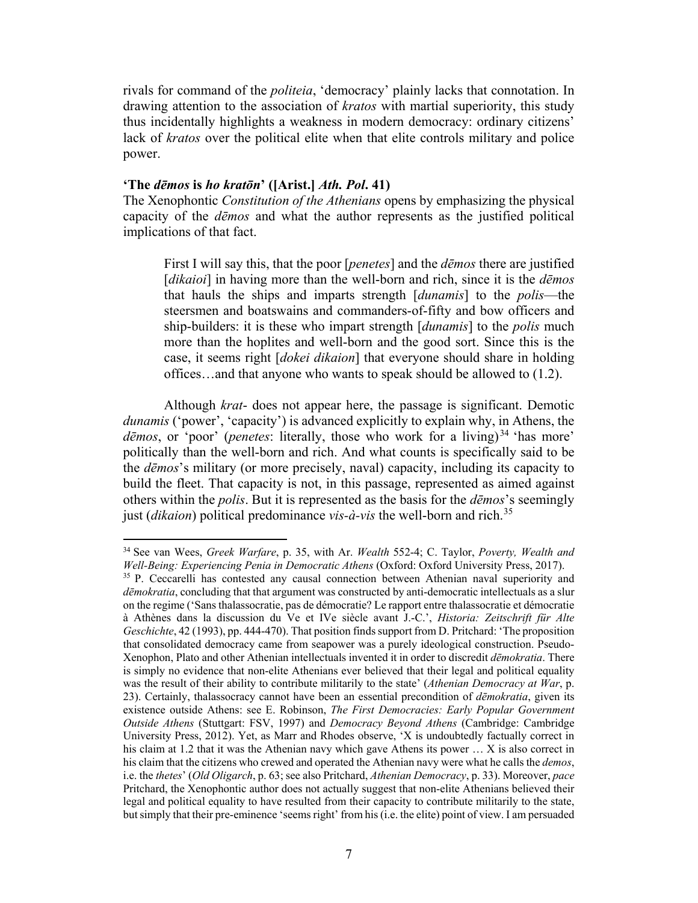rivals for command of the *politeia*, 'democracy' plainly lacks that connotation. In drawing attention to the association of *kratos* with martial superiority, this study thus incidentally highlights a weakness in modern democracy: ordinary citizens' lack of *kratos* over the political elite when that elite controls military and police power.

**'The *dēmos* is *ho kratōn*' ([Arist.] *Ath. Pol*. 41)**

The Xenophontic *Constitution of the Athenians* opens by emphasizing the physical capacity of the *dēmos* and what the author represents as the justified political implications of that fact.

> First I will say this, that the poor [*penetes*] and the *dēmos* there are justified [*dikaioi*] in having more than the well-born and rich, since it is the *dēmos* that hauls the ships and imparts strength [*dunamis*] to the *polis*—the steersmen and boatswains and commanders-of-fifty and bow officers and ship-builders: it is these who impart strength [*dunamis*] to the *polis* much more than the hoplites and well-born and the good sort. Since this is the case, it seems right [*dokei dikaion*] that everyone should share in holding offices…and that anyone who wants to speak should be allowed to (1.2).

Although *krat-* does not appear here, the passage is significant. Demotic *dunamis* ('power', 'capacity') is advanced explicitly to explain why, in Athens, the *dēmos*, or 'poor' (*penetes*: literally, those who work for a living)[34] 'has more' politically than the well-born and rich. And what counts is specifically said to be the *dēmos*'s military (or more precisely, naval) capacity, including its capacity to build the fleet. That capacity is not, in this passage, represented as aimed against others within the *polis*. But it is represented as the basis for the *dēmos*'s seemingly just (*dikaion*) political predominance *vis-à-vis* the well-born and rich.[35]

---

[34] See van Wees, *Greek Warfare*, p. 35, with Ar. *Wealth* 552-4; C. Taylor, *Poverty, Wealth and Well-Being: Experiencing Penia in Democratic Athens* (Oxford: Oxford University Press, 2017).

[35] P. Ceccarelli has contested any causal connection between Athenian naval superiority and *dēmokratia*, concluding that that argument was constructed by anti-democratic intellectuals as a slur on the regime ('Sans thalassocratie, pas de démocratie? Le rapport entre thalassocratie et démocratie à Athènes dans la discussion du Ve et IVe siècle avant J.-C.', *Historia: Zeitschrift für Alte Geschichte*, 42 (1993), pp. 444-470). That position finds support from D. Pritchard: 'The proposition that consolidated democracy came from seapower was a purely ideological construction. Pseudo-Xenophon, Plato and other Athenian intellectuals invented it in order to discredit *dēmokratia*. There is simply no evidence that non-elite Athenians ever believed that their legal and political equality was the result of their ability to contribute militarily to the state' (*Athenian Democracy at War*, p. 23). Certainly, thalassocracy cannot have been an essential precondition of *dēmokratia*, given its existence outside Athens: see E. Robinson, *The First Democracies: Early Popular Government Outside Athens* (Stuttgart: FSV, 1997) and *Democracy Beyond Athens* (Cambridge: Cambridge University Press, 2012). Yet, as Marr and Rhodes observe, 'X is undoubtedly factually correct in his claim at 1.2 that it was the Athenian navy which gave Athens its power … X is also correct in his claim that the citizens who crewed and operated the Athenian navy were what he calls the *demos*, i.e. the *thetes*' (*Old Oligarch*, p. 63; see also Pritchard, *Athenian Democracy*, p. 33). Moreover, *pace* Pritchard, the Xenophontic author does not actually suggest that non-elite Athenians believed their legal and political equality to have resulted from their capacity to contribute militarily to the state, but simply that their pre-eminence 'seems right' from his (i.e. the elite) point of view. I am persuaded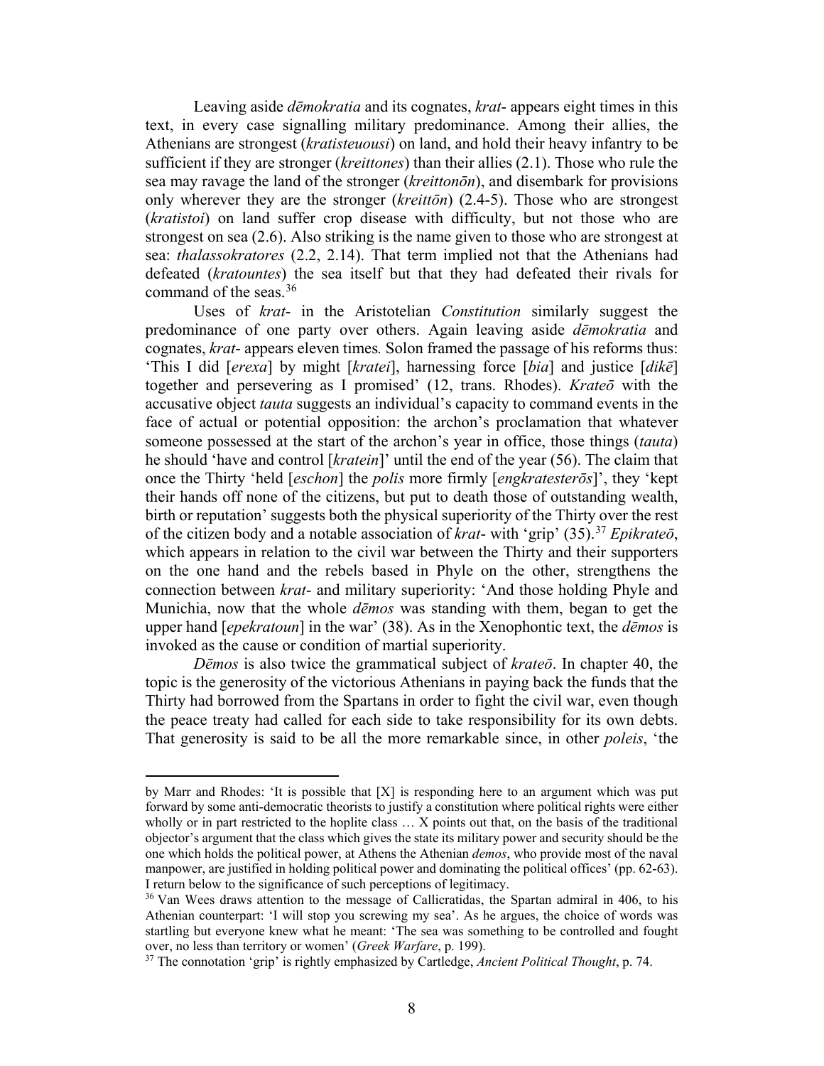Leaving aside *dēmokratia* and its cognates, *krat-* appears eight times in this text, in every case signalling military predominance. Among their allies, the Athenians are strongest (*kratisteuousi*) on land, and hold their heavy infantry to be sufficient if they are stronger (*kreittones*) than their allies (2.1). Those who rule the sea may ravage the land of the stronger (*kreittonōn*), and disembark for provisions only wherever they are the stronger (*kreittōn*) (2.4-5). Those who are strongest (*kratistoi*) on land suffer crop disease with difficulty, but not those who are strongest on sea (2.6). Also striking is the name given to those who are strongest at sea: *thalassokratores* (2.2, 2.14). That term implied not that the Athenians had defeated (*kratountes*) the sea itself but that they had defeated their rivals for command of the seas.[36]

Uses of *krat-* in the Aristotelian *Constitution* similarly suggest the predominance of one party over others. Again leaving aside *dēmokratia* and cognates, *krat-* appears eleven times. Solon framed the passage of his reforms thus: 'This I did [*erexa*] by might [*kratei*], harnessing force [*bia*] and justice [*dikē*] together and persevering as I promised' (12, trans. Rhodes). *Krateō* with the accusative object *tauta* suggests an individual's capacity to command events in the face of actual or potential opposition: the archon's proclamation that whatever someone possessed at the start of the archon's year in office, those things (*tauta*) he should 'have and control [*kratein*]' until the end of the year (56). The claim that once the Thirty 'held [*eschon*] the *polis* more firmly [*engkratesterōs*]', they 'kept their hands off none of the citizens, but put to death those of outstanding wealth, birth or reputation' suggests both the physical superiority of the Thirty over the rest of the citizen body and a notable association of *krat-* with 'grip' (35).[37] *Epikrateō*, which appears in relation to the civil war between the Thirty and their supporters on the one hand and the rebels based in Phyle on the other, strengthens the connection between *krat-* and military superiority: 'And those holding Phyle and Munichia, now that the whole *dēmos* was standing with them, began to get the upper hand [*epekratoun*] in the war' (38). As in the Xenophontic text, the *dēmos* is invoked as the cause or condition of martial superiority.

*Dēmos* is also twice the grammatical subject of *krateō*. In chapter 40, the topic is the generosity of the victorious Athenians in paying back the funds that the Thirty had borrowed from the Spartans in order to fight the civil war, even though the peace treaty had called for each side to take responsibility for its own debts. That generosity is said to be all the more remarkable since, in other *poleis*, 'the

---

by Marr and Rhodes: 'It is possible that [X] is responding here to an argument which was put forward by some anti-democratic theorists to justify a constitution where political rights were either wholly or in part restricted to the hoplite class … X points out that, on the basis of the traditional objector's argument that the class which gives the state its military power and security should be the one which holds the political power, at Athens the Athenian *demos*, who provide most of the naval manpower, are justified in holding political power and dominating the political offices' (pp. 62-63). I return below to the significance of such perceptions of legitimacy.

[36] Van Wees draws attention to the message of Callicratidas, the Spartan admiral in 406, to his Athenian counterpart: 'I will stop you screwing my sea'. As he argues, the choice of words was startling but everyone knew what he meant: 'The sea was something to be controlled and fought over, no less than territory or women' (*Greek Warfare*, p. 199).

[37] The connotation 'grip' is rightly emphasized by Cartledge, *Ancient Political Thought*, p. 74.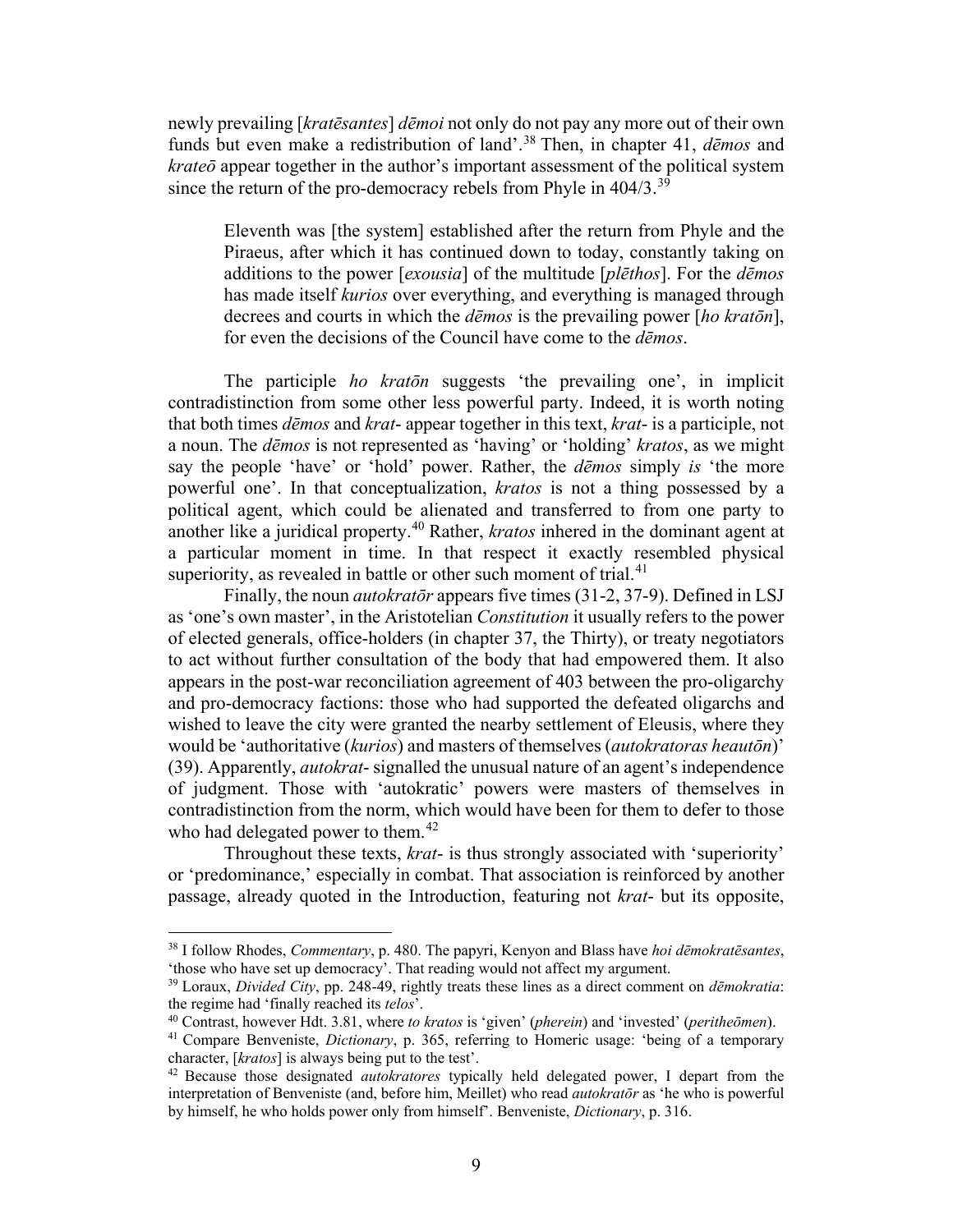newly prevailing [*kratēsantes*] *dēmoi* not only do not pay any more out of their own funds but even make a redistribution of land'.[38] Then, in chapter 41, *dēmos* and *krateō* appear together in the author's important assessment of the political system since the return of the pro-democracy rebels from Phyle in 404/3.[39]

> Eleventh was [the system] established after the return from Phyle and the Piraeus, after which it has continued down to today, constantly taking on additions to the power [*exousia*] of the multitude [*plēthos*]. For the *dēmos* has made itself *kurios* over everything, and everything is managed through decrees and courts in which the *dēmos* is the prevailing power [*ho kratōn*], for even the decisions of the Council have come to the *dēmos*.

The participle *ho kratōn* suggests 'the prevailing one', in implicit contradistinction from some other less powerful party. Indeed, it is worth noting that both times *dēmos* and *krat*- appear together in this text, *krat*- is a participle, not a noun. The *dēmos* is not represented as 'having' or 'holding' *kratos*, as we might say the people 'have' or 'hold' power. Rather, the *dēmos* simply *is* 'the more powerful one'. In that conceptualization, *kratos* is not a thing possessed by a political agent, which could be alienated and transferred to from one party to another like a juridical property.[40] Rather, *kratos* inhered in the dominant agent at a particular moment in time. In that respect it exactly resembled physical superiority, as revealed in battle or other such moment of trial.[41]

Finally, the noun *autokratōr* appears five times (31-2, 37-9). Defined in LSJ as 'one's own master', in the Aristotelian *Constitution* it usually refers to the power of elected generals, office-holders (in chapter 37, the Thirty), or treaty negotiators to act without further consultation of the body that had empowered them. It also appears in the post-war reconciliation agreement of 403 between the pro-oligarchy and pro-democracy factions: those who had supported the defeated oligarchs and wished to leave the city were granted the nearby settlement of Eleusis, where they would be 'authoritative (*kurios*) and masters of themselves (*autokratoras heautōn*)' (39). Apparently, *autokrat*- signalled the unusual nature of an agent's independence of judgment. Those with 'autokratic' powers were masters of themselves in contradistinction from the norm, which would have been for them to defer to those who had delegated power to them.[42]

Throughout these texts, *krat*- is thus strongly associated with 'superiority' or 'predominance,' especially in combat. That association is reinforced by another passage, already quoted in the Introduction, featuring not *krat*- but its opposite,

---

[38] I follow Rhodes, *Commentary*, p. 480. The papyri, Kenyon and Blass have *hoi dēmokratēsantes*, 'those who have set up democracy'. That reading would not affect my argument.

[39] Loraux, *Divided City*, pp. 248-49, rightly treats these lines as a direct comment on *dēmokratia*: the regime had 'finally reached its *telos*'.

[40] Contrast, however Hdt. 3.81, where *to kratos* is 'given' (*pherein*) and 'invested' (*peritheōmen*).

[41] Compare Benveniste, *Dictionary*, p. 365, referring to Homeric usage: 'being of a temporary character, [*kratos*] is always being put to the test'.

[42] Because those designated *autokratores* typically held delegated power, I depart from the interpretation of Benveniste (and, before him, Meillet) who read *autokratōr* as 'he who is powerful by himself, he who holds power only from himself'. Benveniste, *Dictionary*, p. 316.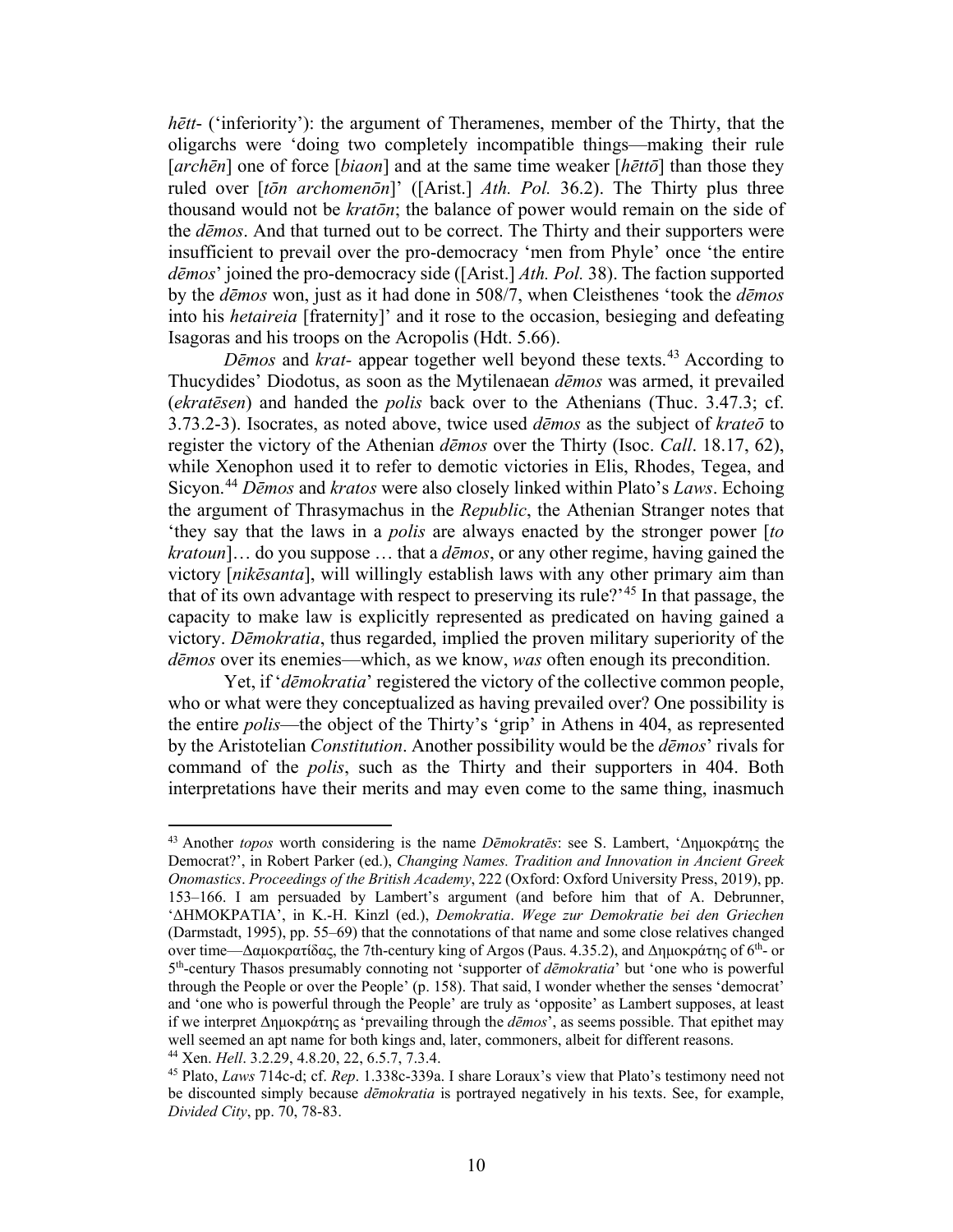*hētt-* ('inferiority'): the argument of Theramenes, member of the Thirty, that the oligarchs were 'doing two completely incompatible things—making their rule [*archēn*] one of force [*biaon*] and at the same time weaker [*hēttō*] than those they ruled over [*tōn archomenōn*]' ([Arist.] *Ath. Pol.* 36.2). The Thirty plus three thousand would not be *kratōn*; the balance of power would remain on the side of the *dēmos*. And that turned out to be correct. The Thirty and their supporters were insufficient to prevail over the pro-democracy 'men from Phyle' once 'the entire *dēmos*' joined the pro-democracy side ([Arist.] *Ath. Pol.* 38). The faction supported by the *dēmos* won, just as it had done in 508/7, when Cleisthenes 'took the *dēmos* into his *hetaireia* [fraternity]' and it rose to the occasion, besieging and defeating Isagoras and his troops on the Acropolis (Hdt. 5.66).

*Dēmos* and *krat-* appear together well beyond these texts.[43] According to Thucydides' Diodotus, as soon as the Mytilenaean *dēmos* was armed, it prevailed (*ekratēsen*) and handed the *polis* back over to the Athenians (Thuc. 3.47.3; cf. 3.73.2-3). Isocrates, as noted above, twice used *dēmos* as the subject of *krateō* to register the victory of the Athenian *dēmos* over the Thirty (Isoc. *Call*. 18.17, 62), while Xenophon used it to refer to demotic victories in Elis, Rhodes, Tegea, and Sicyon.[44] *Dēmos* and *kratos* were also closely linked within Plato's *Laws*. Echoing the argument of Thrasymachus in the *Republic*, the Athenian Stranger notes that 'they say that the laws in a *polis* are always enacted by the stronger power [*to kratoun*]… do you suppose … that a *dēmos*, or any other regime, having gained the victory [*nikēsanta*], will willingly establish laws with any other primary aim than that of its own advantage with respect to preserving its rule?'[45] In that passage, the capacity to make law is explicitly represented as predicated on having gained a victory. *Dēmokratia*, thus regarded, implied the proven military superiority of the *dēmos* over its enemies—which, as we know, *was* often enough its precondition.

Yet, if '*dēmokratia*' registered the victory of the collective common people, who or what were they conceptualized as having prevailed over? One possibility is the entire *polis*—the object of the Thirty's 'grip' in Athens in 404, as represented by the Aristotelian *Constitution*. Another possibility would be the *dēmos*' rivals for command of the *polis*, such as the Thirty and their supporters in 404. Both interpretations have their merits and may even come to the same thing, inasmuch

---

[43] Another *topos* worth considering is the name *Dēmokratēs*: see S. Lambert, 'Δημοκράτης the Democrat?', in Robert Parker (ed.), *Changing Names. Tradition and Innovation in Ancient Greek Onomastics*. *Proceedings of the British Academy*, 222 (Oxford: Oxford University Press, 2019), pp. 153–166. I am persuaded by Lambert's argument (and before him that of A. Debrunner, 'ΔΗΜΟΚΡΑΤΙΑ', in K.-H. Kinzl (ed.), *Demokratia*. *Wege zur Demokratie bei den Griechen* (Darmstadt, 1995), pp. 55–69) that the connotations of that name and some close relatives changed over time—Δαμοκρατίδας, the 7th-century king of Argos (Paus. 4.35.2), and Δημοκράτης of 6th- or 5th-century Thasos presumably connoting not 'supporter of *dēmokratia*' but 'one who is powerful through the People or over the People' (p. 158). That said, I wonder whether the senses 'democrat' and 'one who is powerful through the People' are truly as 'opposite' as Lambert supposes, at least if we interpret Δημοκράτης as 'prevailing through the *dēmos*', as seems possible. That epithet may well seemed an apt name for both kings and, later, commoners, albeit for different reasons.

[44] Xen. *Hell*. 3.2.29, 4.8.20, 22, 6.5.7, 7.3.4.

[45] Plato, *Laws* 714c-d; cf. *Rep*. 1.338c-339a. I share Loraux's view that Plato's testimony need not be discounted simply because *dēmokratia* is portrayed negatively in his texts. See, for example, *Divided City*, pp. 70, 78-83.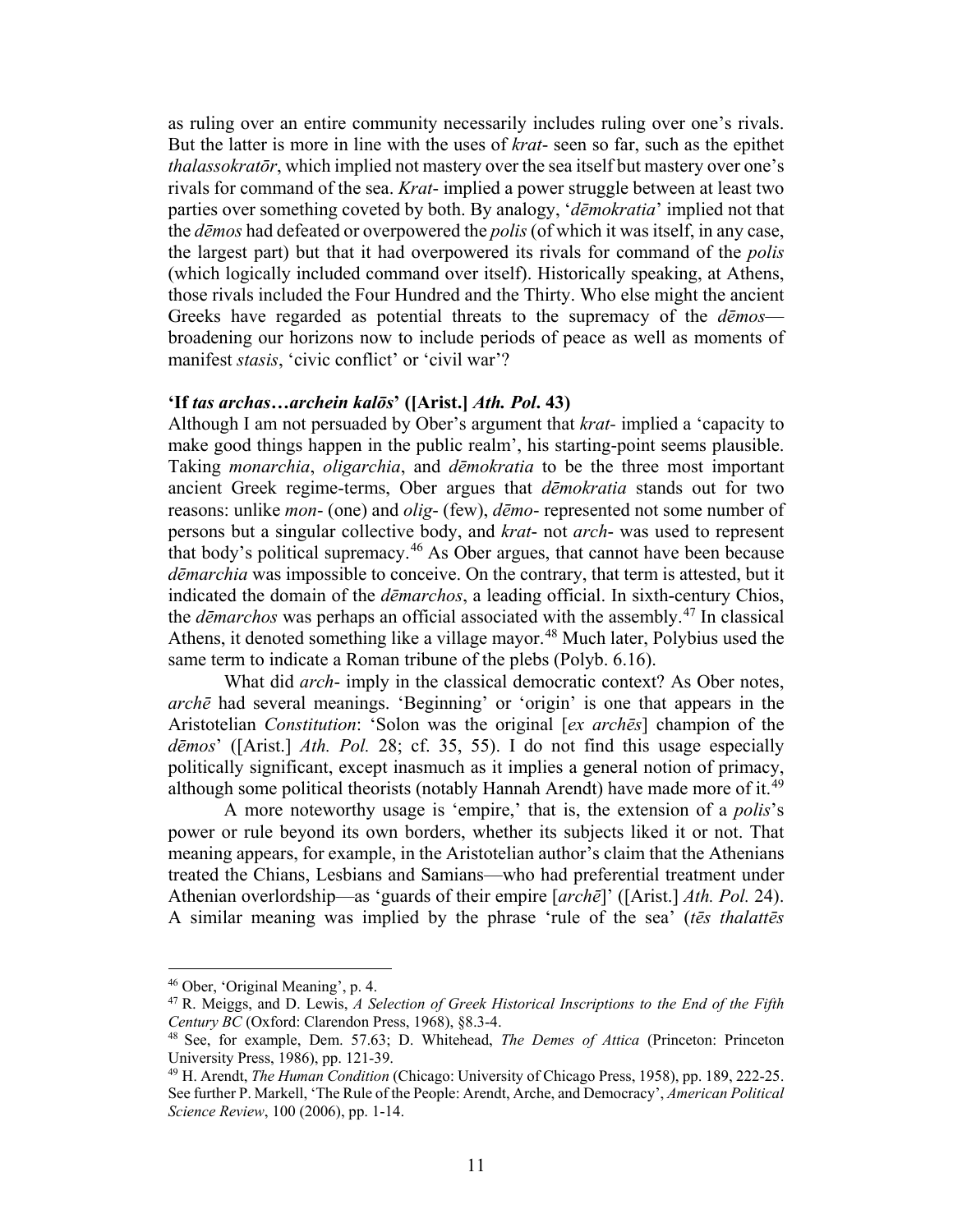as ruling over an entire community necessarily includes ruling over one's rivals. But the latter is more in line with the uses of *krat-* seen so far, such as the epithet *thalassokratōr*, which implied not mastery over the sea itself but mastery over one's rivals for command of the sea. *Krat-* implied a power struggle between at least two parties over something coveted by both. By analogy, '*dēmokratia*' implied not that the *dēmos* had defeated or overpowered the *polis* (of which it was itself, in any case, the largest part) but that it had overpowered its rivals for command of the *polis* (which logically included command over itself). Historically speaking, at Athens, those rivals included the Four Hundred and the Thirty. Who else might the ancient Greeks have regarded as potential threats to the supremacy of the *dēmos*—broadening our horizons now to include periods of peace as well as moments of manifest *stasis*, 'civic conflict' or 'civil war'?

### 'If *tas archas…archein kalōs*' ([Arist.] *Ath. Pol.* 43)

Although I am not persuaded by Ober's argument that *krat-* implied a 'capacity to make good things happen in the public realm', his starting-point seems plausible. Taking *monarchia*, *oligarchia*, and *dēmokratia* to be the three most important ancient Greek regime-terms, Ober argues that *dēmokratia* stands out for two reasons: unlike *mon-* (one) and *olig-* (few), *dēmo-* represented not some number of persons but a singular collective body, and *krat-* not *arch-* was used to represent that body's political supremacy.[46] As Ober argues, that cannot have been because *dēmarchia* was impossible to conceive. On the contrary, that term is attested, but it indicated the domain of the *dēmarchos*, a leading official. In sixth-century Chios, the *dēmarchos* was perhaps an official associated with the assembly.[47] In classical Athens, it denoted something like a village mayor.[48] Much later, Polybius used the same term to indicate a Roman tribune of the plebs (Polyb. 6.16).

What did *arch-* imply in the classical democratic context? As Ober notes, *archē* had several meanings. 'Beginning' or 'origin' is one that appears in the Aristotelian *Constitution*: 'Solon was the original [*ex archēs*] champion of the *dēmos*' ([Arist.] *Ath. Pol.* 28; cf. 35, 55). I do not find this usage especially politically significant, except inasmuch as it implies a general notion of primacy, although some political theorists (notably Hannah Arendt) have made more of it.[49]

A more noteworthy usage is 'empire,' that is, the extension of a *polis*'s power or rule beyond its own borders, whether its subjects liked it or not. That meaning appears, for example, in the Aristotelian author's claim that the Athenians treated the Chians, Lesbians and Samians—who had preferential treatment under Athenian overlordship—as 'guards of their empire [*archē*]' ([Arist.] *Ath. Pol.* 24). A similar meaning was implied by the phrase 'rule of the sea' (*tēs thalattēs*

---

[46] Ober, 'Original Meaning', p. 4.

[47] R. Meiggs, and D. Lewis, *A Selection of Greek Historical Inscriptions to the End of the Fifth Century BC* (Oxford: Clarendon Press, 1968), §8.3-4.

[48] See, for example, Dem. 57.63; D. Whitehead, *The Demes of Attica* (Princeton: Princeton University Press, 1986), pp. 121-39.

[49] H. Arendt, *The Human Condition* (Chicago: University of Chicago Press, 1958), pp. 189, 222-25. See further P. Markell, 'The Rule of the People: Arendt, Arche, and Democracy', *American Political Science Review*, 100 (2006), pp. 1-14.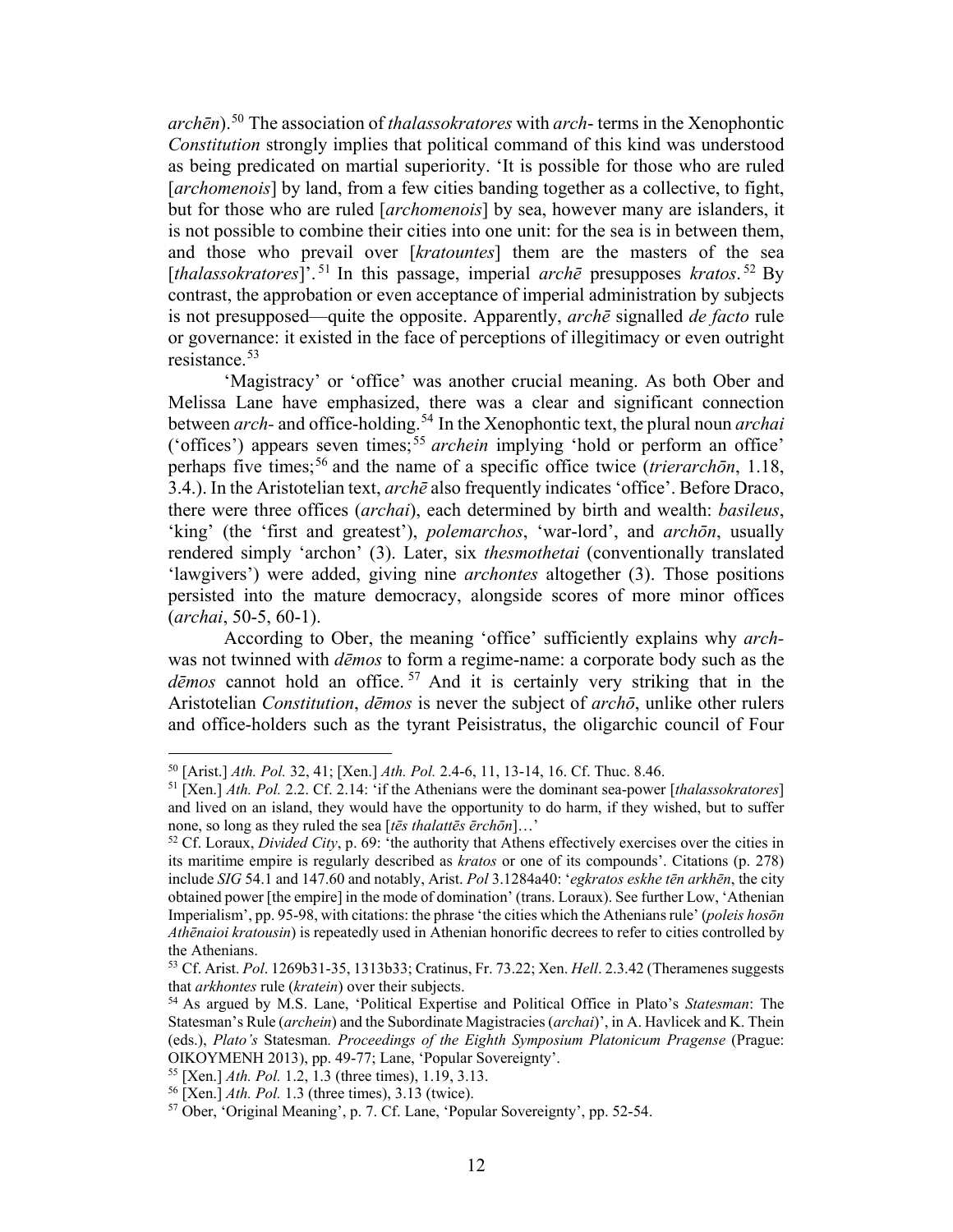*archēn*).[50] The association of *thalassokratores* with *arch-* terms in the Xenophontic *Constitution* strongly implies that political command of this kind was understood as being predicated on martial superiority. 'It is possible for those who are ruled [*archomenois*] by land, from a few cities banding together as a collective, to fight, but for those who are ruled [*archomenois*] by sea, however many are islanders, it is not possible to combine their cities into one unit: for the sea is in between them, and those who prevail over [*kratountes*] them are the masters of the sea [*thalassokratores*]'.[51] In this passage, imperial *archē* presupposes *kratos*.[52] By contrast, the approbation or even acceptance of imperial administration by subjects is not presupposed—quite the opposite. Apparently, *archē* signalled *de facto* rule or governance: it existed in the face of perceptions of illegitimacy or even outright resistance.[53]

'Magistracy' or 'office' was another crucial meaning. As both Ober and Melissa Lane have emphasized, there was a clear and significant connection between *arch-* and office-holding.[54] In the Xenophontic text, the plural noun *archai* ('offices') appears seven times;[55] *archein* implying 'hold or perform an office' perhaps five times;[56] and the name of a specific office twice (*trierarchōn*, 1.18, 3.4.). In the Aristotelian text, *archē* also frequently indicates 'office'. Before Draco, there were three offices (*archai*), each determined by birth and wealth: *basileus*, 'king' (the 'first and greatest'), *polemarchos*, 'war-lord', and *archōn*, usually rendered simply 'archon' (3). Later, six *thesmothetai* (conventionally translated 'lawgivers') were added, giving nine *archontes* altogether (3). Those positions persisted into the mature democracy, alongside scores of more minor offices (*archai*, 50-5, 60-1).

According to Ober, the meaning 'office' sufficiently explains why *arch-* was not twinned with *dēmos* to form a regime-name: a corporate body such as the *dēmos* cannot hold an office.[57] And it is certainly very striking that in the Aristotelian *Constitution*, *dēmos* is never the subject of *archō*, unlike other rulers and office-holders such as the tyrant Peisistratus, the oligarchic council of Four

---

[50] [Arist.] *Ath. Pol.* 32, 41; [Xen.] *Ath. Pol.* 2.4-6, 11, 13-14, 16. Cf. Thuc. 8.46.

[51] [Xen.] *Ath. Pol.* 2.2. Cf. 2.14: 'if the Athenians were the dominant sea-power [*thalassokratores*] and lived on an island, they would have the opportunity to do harm, if they wished, but to suffer none, so long as they ruled the sea [*tēs thalattēs ērchōn*]…'

[52] Cf. Loraux, *Divided City*, p. 69: 'the authority that Athens effectively exercises over the cities in its maritime empire is regularly described as *kratos* or one of its compounds'. Citations (p. 278) include *SIG* 54.1 and 147.60 and notably, Arist. *Pol* 3.1284a40: '*egkratos eskhe tēn arkhēn*, the city obtained power [the empire] in the mode of domination' (trans. Loraux). See further Low, 'Athenian Imperialism', pp. 95-98, with citations: the phrase 'the cities which the Athenians rule' (*poleis hosōn Athēnaioi kratousin*) is repeatedly used in Athenian honorific decrees to refer to cities controlled by the Athenians.

[53] Cf. Arist. *Pol*. 1269b31-35, 1313b33; Cratinus, Fr. 73.22; Xen. *Hell*. 2.3.42 (Theramenes suggests that *arkhontes* rule (*kratein*) over their subjects.

[54] As argued by M.S. Lane, 'Political Expertise and Political Office in Plato's *Statesman*: The Statesman's Rule (*archein*) and the Subordinate Magistracies (*archai*)', in A. Havlicek and K. Thein (eds.), *Plato's* Statesman*. Proceedings of the Eighth Symposium Platonicum Pragense* (Prague: OIKOYMENH 2013), pp. 49-77; Lane, 'Popular Sovereignty'.

[55] [Xen.] *Ath. Pol.* 1.2, 1.3 (three times), 1.19, 3.13.

[56] [Xen.] *Ath. Pol.* 1.3 (three times), 3.13 (twice).

[57] Ober, 'Original Meaning', p. 7. Cf. Lane, 'Popular Sovereignty', pp. 52-54.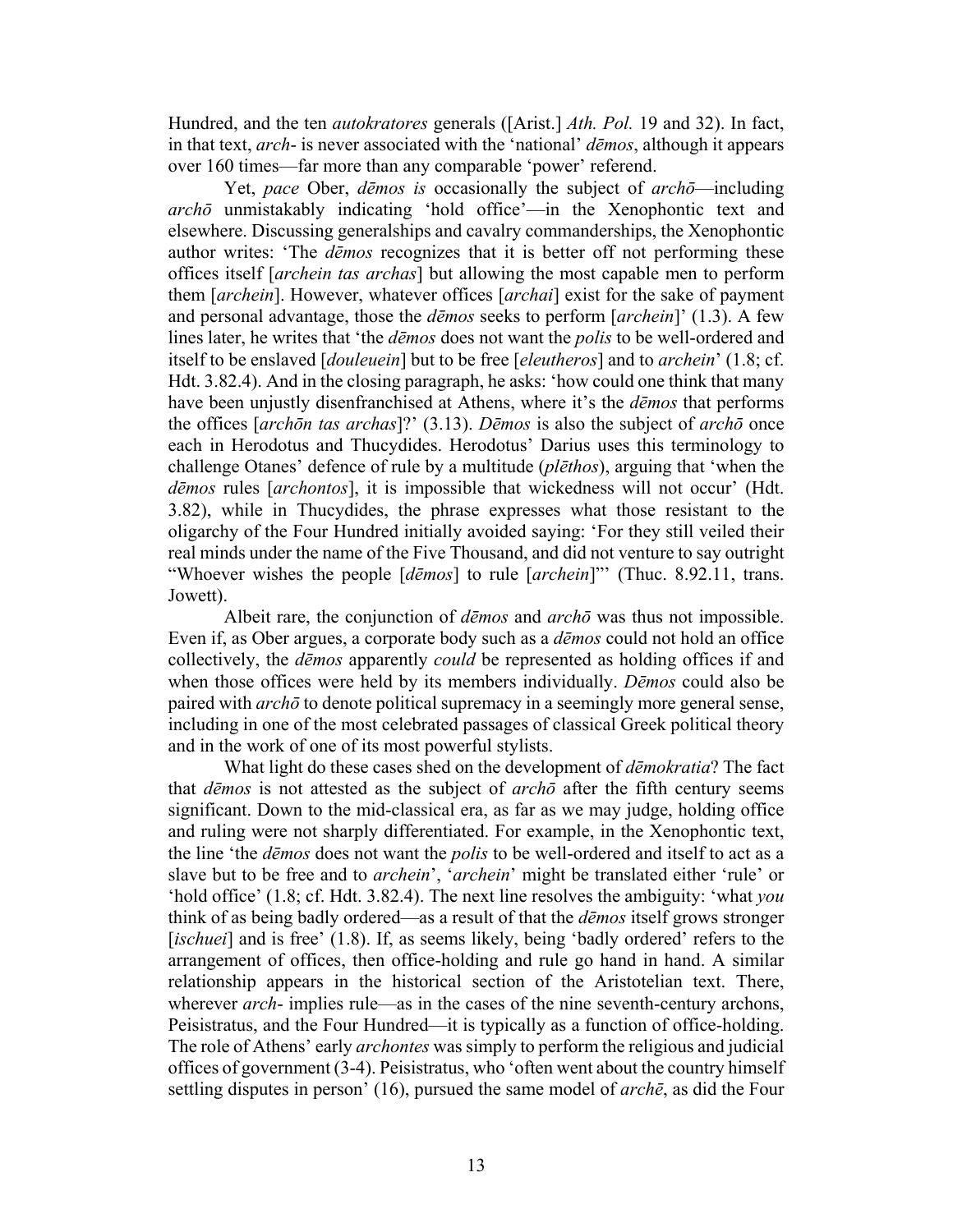Hundred, and the ten *autokratores* generals ([Arist.] *Ath. Pol.* 19 and 32). In fact, in that text, *arch-* is never associated with the 'national' *dēmos*, although it appears over 160 times—far more than any comparable 'power' referend.

Yet, *pace* Ober, *dēmos is* occasionally the subject of *archō*—including *archō* unmistakably indicating 'hold office'—in the Xenophontic text and elsewhere. Discussing generalships and cavalry commanderships, the Xenophontic author writes: 'The *dēmos* recognizes that it is better off not performing these offices itself [*archein tas archas*] but allowing the most capable men to perform them [*archein*]. However, whatever offices [*archai*] exist for the sake of payment and personal advantage, those the *dēmos* seeks to perform [*archein*]' (1.3). A few lines later, he writes that 'the *dēmos* does not want the *polis* to be well-ordered and itself to be enslaved [*douleuein*] but to be free [*eleutheros*] and to *archein*' (1.8; cf. Hdt. 3.82.4). And in the closing paragraph, he asks: 'how could one think that many have been unjustly disenfranchised at Athens, where it's the *dēmos* that performs the offices [*archōn tas archas*]?' (3.13). *Dēmos* is also the subject of *archō* once each in Herodotus and Thucydides. Herodotus' Darius uses this terminology to challenge Otanes' defence of rule by a multitude (*plēthos*), arguing that 'when the *dēmos* rules [*archontos*], it is impossible that wickedness will not occur' (Hdt. 3.82), while in Thucydides, the phrase expresses what those resistant to the oligarchy of the Four Hundred initially avoided saying: 'For they still veiled their real minds under the name of the Five Thousand, and did not venture to say outright "Whoever wishes the people [*dēmos*] to rule [*archein*]"' (Thuc. 8.92.11, trans. Jowett).

Albeit rare, the conjunction of *dēmos* and *archō* was thus not impossible. Even if, as Ober argues, a corporate body such as a *dēmos* could not hold an office collectively, the *dēmos* apparently *could* be represented as holding offices if and when those offices were held by its members individually. *Dēmos* could also be paired with *archō* to denote political supremacy in a seemingly more general sense, including in one of the most celebrated passages of classical Greek political theory and in the work of one of its most powerful stylists.

What light do these cases shed on the development of *dēmokratia*? The fact that *dēmos* is not attested as the subject of *archō* after the fifth century seems significant. Down to the mid-classical era, as far as we may judge, holding office and ruling were not sharply differentiated. For example, in the Xenophontic text, the line 'the *dēmos* does not want the *polis* to be well-ordered and itself to act as a slave but to be free and to *archein*', '*archein*' might be translated either 'rule' or 'hold office' (1.8; cf. Hdt. 3.82.4). The next line resolves the ambiguity: 'what *you* think of as being badly ordered—as a result of that the *dēmos* itself grows stronger [*ischuei*] and is free' (1.8). If, as seems likely, being 'badly ordered' refers to the arrangement of offices, then office-holding and rule go hand in hand. A similar relationship appears in the historical section of the Aristotelian text. There, wherever *arch-* implies rule—as in the cases of the nine seventh-century archons, Peisistratus, and the Four Hundred—it is typically as a function of office-holding. The role of Athens' early *archontes* was simply to perform the religious and judicial offices of government (3-4). Peisistratus, who 'often went about the country himself settling disputes in person' (16), pursued the same model of *archē*, as did the Four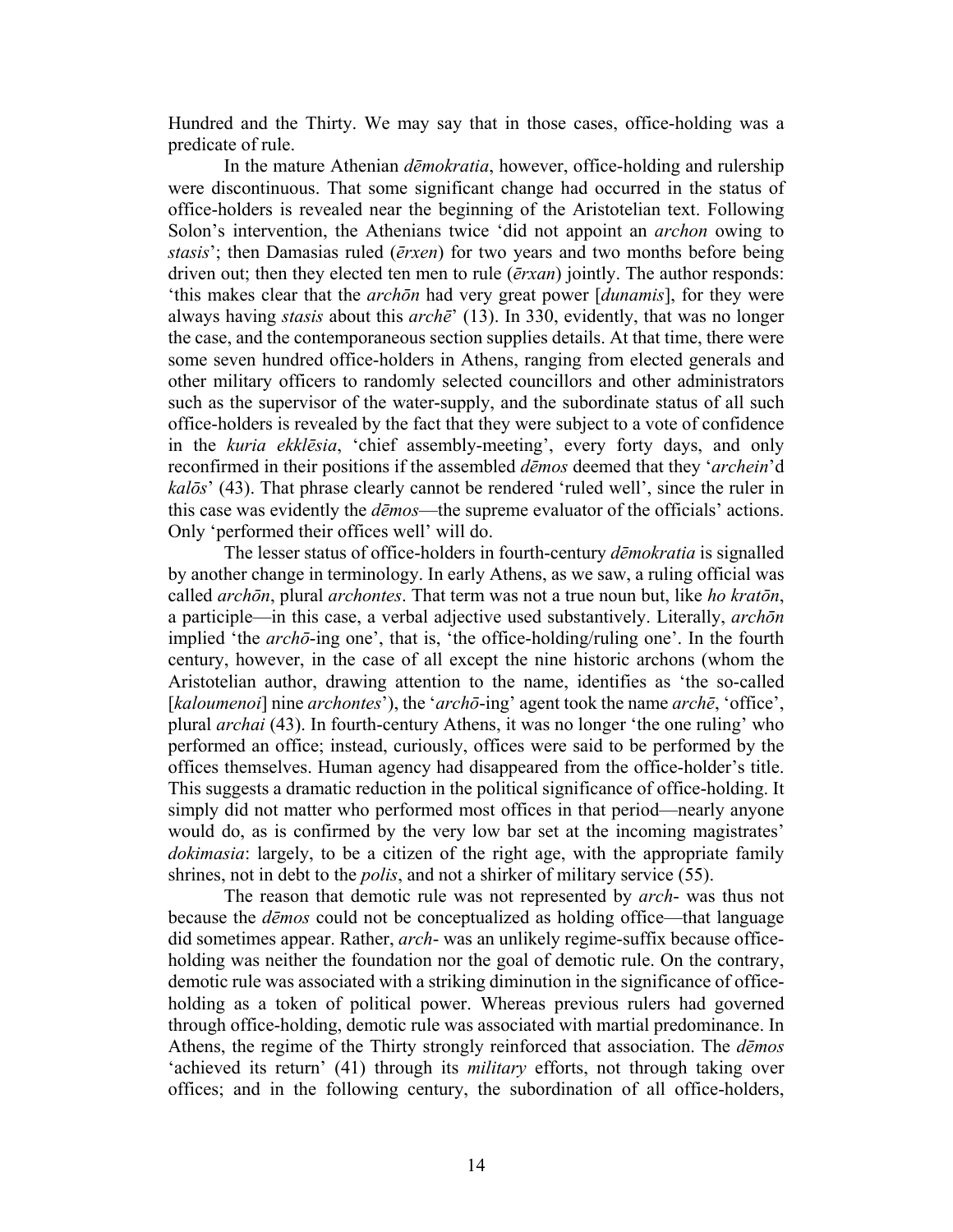Hundred and the Thirty. We may say that in those cases, office-holding was a predicate of rule.

In the mature Athenian *dēmokratia*, however, office-holding and rulership were discontinuous. That some significant change had occurred in the status of office-holders is revealed near the beginning of the Aristotelian text. Following Solon's intervention, the Athenians twice 'did not appoint an *archon* owing to *stasis*'; then Damasias ruled (*ērxen*) for two years and two months before being driven out; then they elected ten men to rule (*ērxan*) jointly. The author responds: 'this makes clear that the *archōn* had very great power [*dunamis*], for they were always having *stasis* about this *archē*' (13). In 330, evidently, that was no longer the case, and the contemporaneous section supplies details. At that time, there were some seven hundred office-holders in Athens, ranging from elected generals and other military officers to randomly selected councillors and other administrators such as the supervisor of the water-supply, and the subordinate status of all such office-holders is revealed by the fact that they were subject to a vote of confidence in the *kuria ekklēsia*, 'chief assembly-meeting', every forty days, and only reconfirmed in their positions if the assembled *dēmos* deemed that they '*archein*'d *kalōs*' (43). That phrase clearly cannot be rendered 'ruled well', since the ruler in this case was evidently the *dēmos*—the supreme evaluator of the officials' actions. Only 'performed their offices well' will do.

The lesser status of office-holders in fourth-century *dēmokratia* is signalled by another change in terminology. In early Athens, as we saw, a ruling official was called *archōn*, plural *archontes*. That term was not a true noun but, like *ho kratōn*, a participle—in this case, a verbal adjective used substantively. Literally, *archōn* implied 'the *archō*-ing one', that is, 'the office-holding/ruling one'. In the fourth century, however, in the case of all except the nine historic archons (whom the Aristotelian author, drawing attention to the name, identifies as 'the so-called [*kaloumenoi*] nine *archontes*'), the '*archō*-ing' agent took the name *archē*, 'office', plural *archai* (43). In fourth-century Athens, it was no longer 'the one ruling' who performed an office; instead, curiously, offices were said to be performed by the offices themselves. Human agency had disappeared from the office-holder's title. This suggests a dramatic reduction in the political significance of office-holding. It simply did not matter who performed most offices in that period—nearly anyone would do, as is confirmed by the very low bar set at the incoming magistrates' *dokimasia*: largely, to be a citizen of the right age, with the appropriate family shrines, not in debt to the *polis*, and not a shirker of military service (55).

The reason that demotic rule was not represented by *arch-* was thus not because the *dēmos* could not be conceptualized as holding office—that language did sometimes appear. Rather, *arch-* was an unlikely regime-suffix because office-holding was neither the foundation nor the goal of demotic rule. On the contrary, demotic rule was associated with a striking diminution in the significance of office-holding as a token of political power. Whereas previous rulers had governed through office-holding, demotic rule was associated with martial predominance. In Athens, the regime of the Thirty strongly reinforced that association. The *dēmos* 'achieved its return' (41) through its *military* efforts, not through taking over offices; and in the following century, the subordination of all office-holders,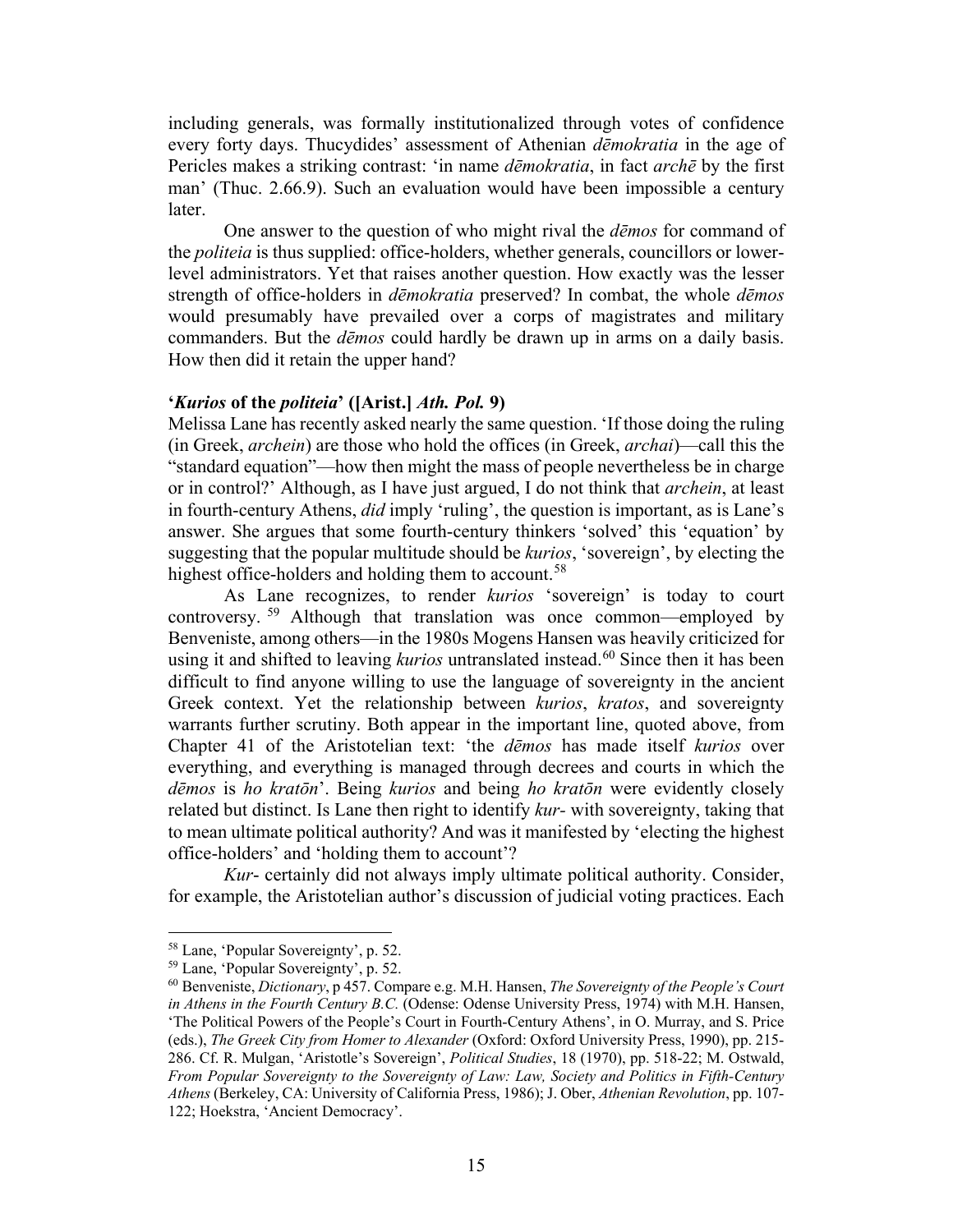including generals, was formally institutionalized through votes of confidence every forty days. Thucydides' assessment of Athenian *dēmokratia* in the age of Pericles makes a striking contrast: 'in name *dēmokratia*, in fact *archē* by the first man' (Thuc. 2.66.9). Such an evaluation would have been impossible a century later.

One answer to the question of who might rival the *dēmos* for command of the *politeia* is thus supplied: office-holders, whether generals, councillors or lower-level administrators. Yet that raises another question. How exactly was the lesser strength of office-holders in *dēmokratia* preserved? In combat, the whole *dēmos* would presumably have prevailed over a corps of magistrates and military commanders. But the *dēmos* could hardly be drawn up in arms on a daily basis. How then did it retain the upper hand?

### '*Kurios* of the *politeia*' ([Arist.] *Ath. Pol.* 9)

Melissa Lane has recently asked nearly the same question. 'If those doing the ruling (in Greek, *archein*) are those who hold the offices (in Greek, *archai*)—call this the "standard equation"—how then might the mass of people nevertheless be in charge or in control?' Although, as I have just argued, I do not think that *archein*, at least in fourth-century Athens, *did* imply 'ruling', the question is important, as is Lane's answer. She argues that some fourth-century thinkers 'solved' this 'equation' by suggesting that the popular multitude should be *kurios*, 'sovereign', by electing the highest office-holders and holding them to account.[58]

As Lane recognizes, to render *kurios* 'sovereign' is today to court controversy.[59] Although that translation was once common—employed by Benveniste, among others—in the 1980s Mogens Hansen was heavily criticized for using it and shifted to leaving *kurios* untranslated instead.[60] Since then it has been difficult to find anyone willing to use the language of sovereignty in the ancient Greek context. Yet the relationship between *kurios*, *kratos*, and sovereignty warrants further scrutiny. Both appear in the important line, quoted above, from Chapter 41 of the Aristotelian text: 'the *dēmos* has made itself *kurios* over everything, and everything is managed through decrees and courts in which the *dēmos* is *ho kratōn*'. Being *kurios* and being *ho kratōn* were evidently closely related but distinct. Is Lane then right to identify *kur-* with sovereignty, taking that to mean ultimate political authority? And was it manifested by 'electing the highest office-holders' and 'holding them to account'?

*Kur-* certainly did not always imply ultimate political authority. Consider, for example, the Aristotelian author's discussion of judicial voting practices. Each

---

[58] Lane, 'Popular Sovereignty', p. 52.

[59] Lane, 'Popular Sovereignty', p. 52.

[60] Benveniste, *Dictionary*, p 457. Compare e.g. M.H. Hansen, *The Sovereignty of the People's Court in Athens in the Fourth Century B.C.* (Odense: Odense University Press, 1974) with M.H. Hansen, 'The Political Powers of the People's Court in Fourth-Century Athens', in O. Murray, and S. Price (eds.), *The Greek City from Homer to Alexander* (Oxford: Oxford University Press, 1990), pp. 215-286. Cf. R. Mulgan, 'Aristotle's Sovereign', *Political Studies*, 18 (1970), pp. 518-22; M. Ostwald, *From Popular Sovereignty to the Sovereignty of Law: Law, Society and Politics in Fifth-Century Athens* (Berkeley, CA: University of California Press, 1986); J. Ober, *Athenian Revolution*, pp. 107-122; Hoekstra, 'Ancient Democracy'.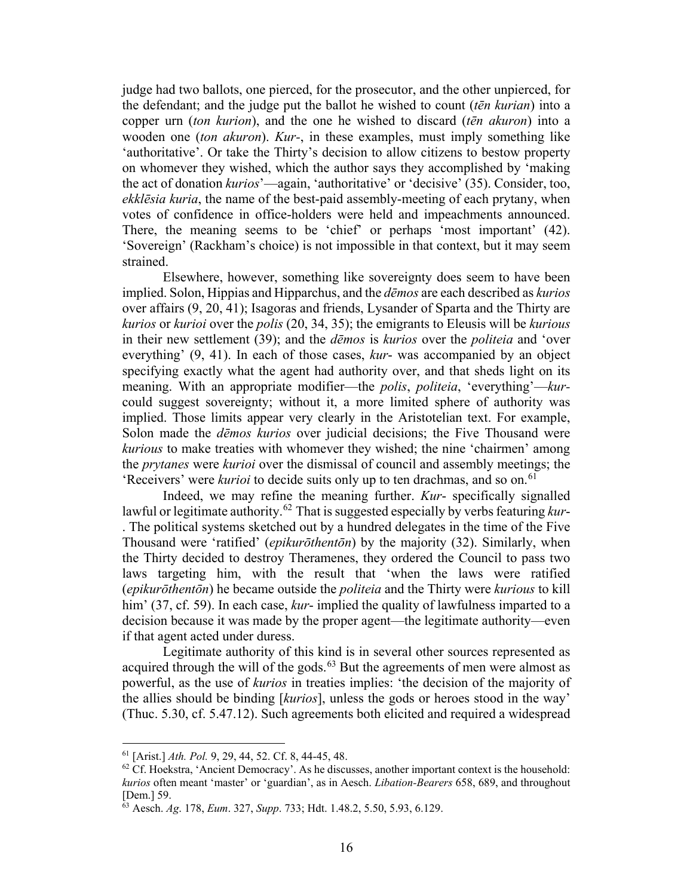judge had two ballots, one pierced, for the prosecutor, and the other unpierced, for the defendant; and the judge put the ballot he wished to count (*tēn kurian*) into a copper urn (*ton kurion*), and the one he wished to discard (*tēn akuron*) into a wooden one (*ton akuron*). *Kur*-, in these examples, must imply something like 'authoritative'. Or take the Thirty's decision to allow citizens to bestow property on whomever they wished, which the author says they accomplished by 'making the act of donation *kurios*'—again, 'authoritative' or 'decisive' (35). Consider, too, *ekklēsia kuria*, the name of the best-paid assembly-meeting of each prytany, when votes of confidence in office-holders were held and impeachments announced. There, the meaning seems to be 'chief' or perhaps 'most important' (42). 'Sovereign' (Rackham's choice) is not impossible in that context, but it may seem strained.

Elsewhere, however, something like sovereignty does seem to have been implied. Solon, Hippias and Hipparchus, and the *dēmos* are each described as *kurios* over affairs (9, 20, 41); Isagoras and friends, Lysander of Sparta and the Thirty are *kurios* or *kurioi* over the *polis* (20, 34, 35); the emigrants to Eleusis will be *kurious* in their new settlement (39); and the *dēmos* is *kurios* over the *politeia* and 'over everything' (9, 41). In each of those cases, *kur*- was accompanied by an object specifying exactly what the agent had authority over, and that sheds light on its meaning. With an appropriate modifier—the *polis*, *politeia*, 'everything'—*kur*- could suggest sovereignty; without it, a more limited sphere of authority was implied. Those limits appear very clearly in the Aristotelian text. For example, Solon made the *dēmos kurios* over judicial decisions; the Five Thousand were *kurious* to make treaties with whomever they wished; the nine 'chairmen' among the *prytanes* were *kurioi* over the dismissal of council and assembly meetings; the 'Receivers' were *kurioi* to decide suits only up to ten drachmas, and so on.[61]

Indeed, we may refine the meaning further. *Kur*- specifically signalled lawful or legitimate authority.[62] That is suggested especially by verbs featuring *kur*-. The political systems sketched out by a hundred delegates in the time of the Five Thousand were 'ratified' (*epikurōthentōn*) by the majority (32). Similarly, when the Thirty decided to destroy Theramenes, they ordered the Council to pass two laws targeting him, with the result that 'when the laws were ratified (*epikurōthentōn*) he became outside the *politeia* and the Thirty were *kurious* to kill him' (37, cf. 59). In each case, *kur*- implied the quality of lawfulness imparted to a decision because it was made by the proper agent—the legitimate authority—even if that agent acted under duress.

Legitimate authority of this kind is in several other sources represented as acquired through the will of the gods.[63] But the agreements of men were almost as powerful, as the use of *kurios* in treaties implies: 'the decision of the majority of the allies should be binding [*kurios*], unless the gods or heroes stood in the way' (Thuc. 5.30, cf. 5.47.12). Such agreements both elicited and required a widespread

---

[61] [Arist.] *Ath. Pol.* 9, 29, 44, 52. Cf. 8, 44-45, 48.

[62] Cf. Hoekstra, 'Ancient Democracy'. As he discusses, another important context is the household: *kurios* often meant 'master' or 'guardian', as in Aesch. *Libation-Bearers* 658, 689, and throughout [Dem.] 59.

[63] Aesch. *Ag*. 178, *Eum*. 327, *Supp*. 733; Hdt. 1.48.2, 5.50, 5.93, 6.129.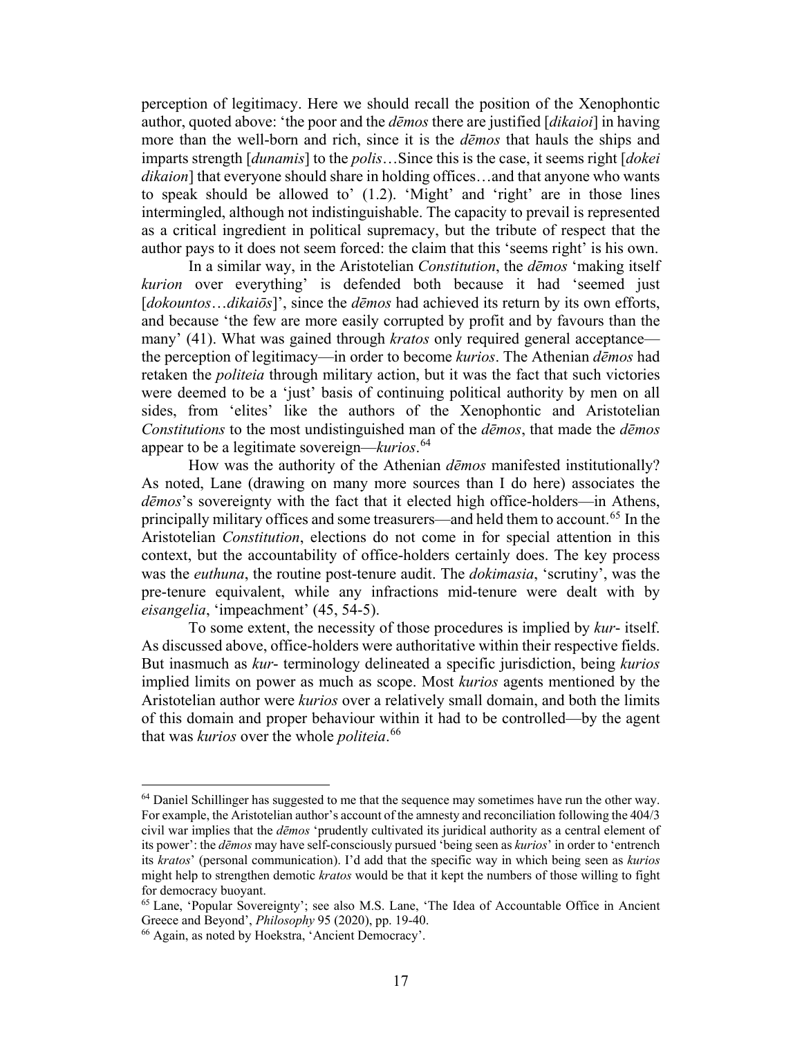perception of legitimacy. Here we should recall the position of the Xenophontic author, quoted above: 'the poor and the *dēmos* there are justified [*dikaioi*] in having more than the well-born and rich, since it is the *dēmos* that hauls the ships and imparts strength [*dunamis*] to the *polis*…Since this is the case, it seems right [*dokei dikaion*] that everyone should share in holding offices…and that anyone who wants to speak should be allowed to' (1.2). 'Might' and 'right' are in those lines intermingled, although not indistinguishable. The capacity to prevail is represented as a critical ingredient in political supremacy, but the tribute of respect that the author pays to it does not seem forced: the claim that this 'seems right' is his own.

In a similar way, in the Aristotelian *Constitution*, the *dēmos* 'making itself *kurion* over everything' is defended both because it had 'seemed just [*dokountos*…*dikaiōs*]', since the *dēmos* had achieved its return by its own efforts, and because 'the few are more easily corrupted by profit and by favours than the many' (41). What was gained through *kratos* only required general acceptance—the perception of legitimacy—in order to become *kurios*. The Athenian *dēmos* had retaken the *politeia* through military action, but it was the fact that such victories were deemed to be a 'just' basis of continuing political authority by men on all sides, from 'elites' like the authors of the Xenophontic and Aristotelian *Constitutions* to the most undistinguished man of the *dēmos*, that made the *dēmos* appear to be a legitimate sovereign—*kurios*.[64]

How was the authority of the Athenian *dēmos* manifested institutionally? As noted, Lane (drawing on many more sources than I do here) associates the *dēmos*'s sovereignty with the fact that it elected high office-holders—in Athens, principally military offices and some treasurers—and held them to account.[65] In the Aristotelian *Constitution*, elections do not come in for special attention in this context, but the accountability of office-holders certainly does. The key process was the *euthuna*, the routine post-tenure audit. The *dokimasia*, 'scrutiny', was the pre-tenure equivalent, while any infractions mid-tenure were dealt with by *eisangelia*, 'impeachment' (45, 54-5).

To some extent, the necessity of those procedures is implied by *kur*- itself. As discussed above, office-holders were authoritative within their respective fields. But inasmuch as *kur*- terminology delineated a specific jurisdiction, being *kurios* implied limits on power as much as scope. Most *kurios* agents mentioned by the Aristotelian author were *kurios* over a relatively small domain, and both the limits of this domain and proper behaviour within it had to be controlled—by the agent that was *kurios* over the whole *politeia*.[66]

---

[64] Daniel Schillinger has suggested to me that the sequence may sometimes have run the other way. For example, the Aristotelian author's account of the amnesty and reconciliation following the 404/3 civil war implies that the *dēmos* 'prudently cultivated its juridical authority as a central element of its power': the *dēmos* may have self-consciously pursued 'being seen as *kurios*' in order to 'entrench its *kratos*' (personal communication). I'd add that the specific way in which being seen as *kurios* might help to strengthen demotic *kratos* would be that it kept the numbers of those willing to fight for democracy buoyant.

[65] Lane, 'Popular Sovereignty'; see also M.S. Lane, 'The Idea of Accountable Office in Ancient Greece and Beyond', *Philosophy* 95 (2020), pp. 19-40.

[66] Again, as noted by Hoekstra, 'Ancient Democracy'.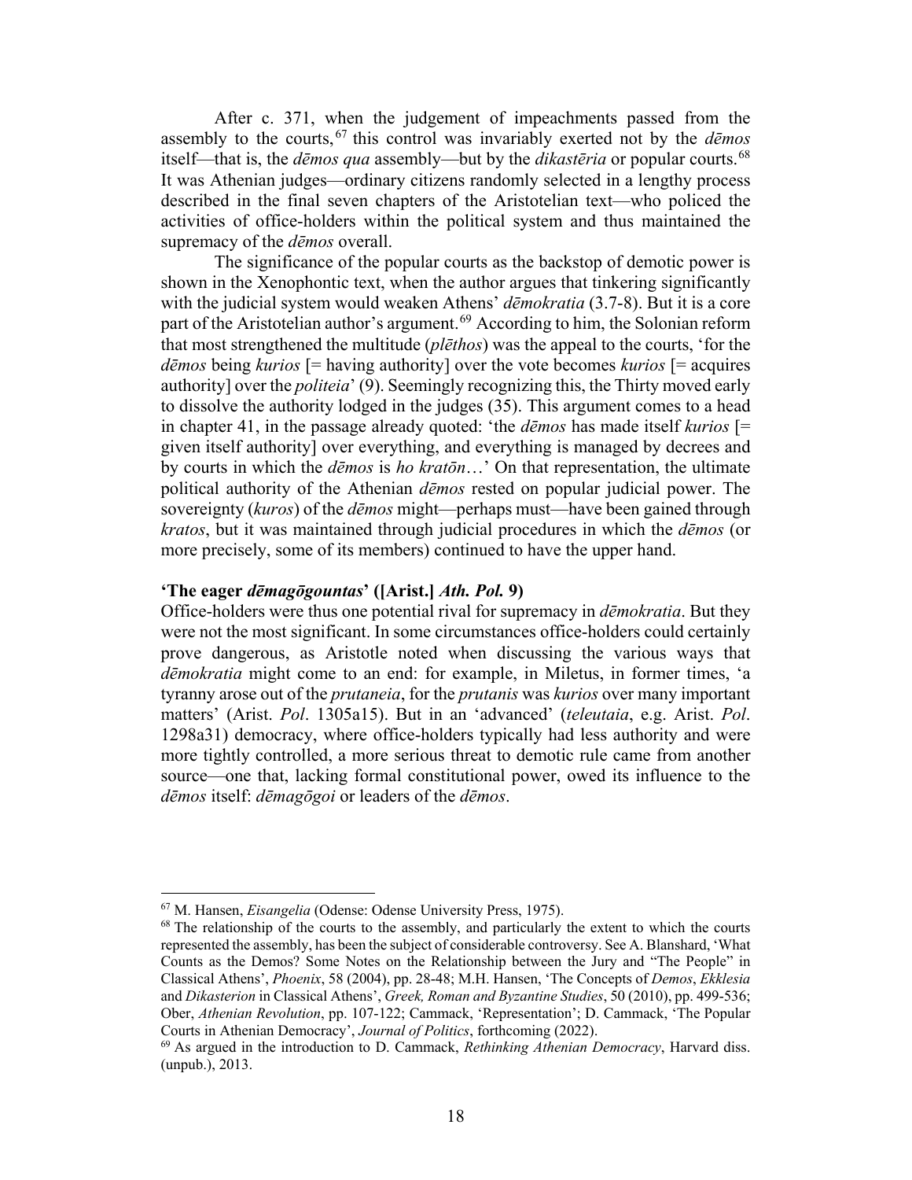After c. 371, when the judgement of impeachments passed from the assembly to the courts,[67] this control was invariably exerted not by the *dēmos* itself—that is, the *dēmos qua* assembly—but by the *dikastēria* or popular courts.[68] It was Athenian judges—ordinary citizens randomly selected in a lengthy process described in the final seven chapters of the Aristotelian text—who policed the activities of office-holders within the political system and thus maintained the supremacy of the *dēmos* overall.

The significance of the popular courts as the backstop of demotic power is shown in the Xenophontic text, when the author argues that tinkering significantly with the judicial system would weaken Athens' *dēmokratia* (3.7-8). But it is a core part of the Aristotelian author's argument.[69] According to him, the Solonian reform that most strengthened the multitude (*plēthos*) was the appeal to the courts, 'for the *dēmos* being *kurios* [= having authority] over the vote becomes *kurios* [= acquires authority] over the *politeia*' (9). Seemingly recognizing this, the Thirty moved early to dissolve the authority lodged in the judges (35). This argument comes to a head in chapter 41, in the passage already quoted: 'the *dēmos* has made itself *kurios* [= given itself authority] over everything, and everything is managed by decrees and by courts in which the *dēmos* is *ho kratōn*…' On that representation, the ultimate political authority of the Athenian *dēmos* rested on popular judicial power. The sovereignty (*kuros*) of the *dēmos* might—perhaps must—have been gained through *kratos*, but it was maintained through judicial procedures in which the *dēmos* (or more precisely, some of its members) continued to have the upper hand.

### 'The eager *dēmagōgountas*' ([Arist.] *Ath. Pol.* 9)

Office-holders were thus one potential rival for supremacy in *dēmokratia*. But they were not the most significant. In some circumstances office-holders could certainly prove dangerous, as Aristotle noted when discussing the various ways that *dēmokratia* might come to an end: for example, in Miletus, in former times, 'a tyranny arose out of the *prutaneia*, for the *prutanis* was *kurios* over many important matters' (Arist. *Pol*. 1305a15). But in an 'advanced' (*teleutaia*, e.g. Arist. *Pol*. 1298a31) democracy, where office-holders typically had less authority and were more tightly controlled, a more serious threat to demotic rule came from another source—one that, lacking formal constitutional power, owed its influence to the *dēmos* itself: *dēmagōgoi* or leaders of the *dēmos*.

---

[67] M. Hansen, *Eisangelia* (Odense: Odense University Press, 1975).

[68] The relationship of the courts to the assembly, and particularly the extent to which the courts represented the assembly, has been the subject of considerable controversy. See A. Blanshard, 'What Counts as the Demos? Some Notes on the Relationship between the Jury and "The People" in Classical Athens', *Phoenix*, 58 (2004), pp. 28-48; M.H. Hansen, 'The Concepts of *Demos*, *Ekklesia* and *Dikasterion* in Classical Athens', *Greek, Roman and Byzantine Studies*, 50 (2010), pp. 499-536; Ober, *Athenian Revolution*, pp. 107-122; Cammack, 'Representation'; D. Cammack, 'The Popular Courts in Athenian Democracy', *Journal of Politics*, forthcoming (2022).

[69] As argued in the introduction to D. Cammack, *Rethinking Athenian Democracy*, Harvard diss. (unpub.), 2013.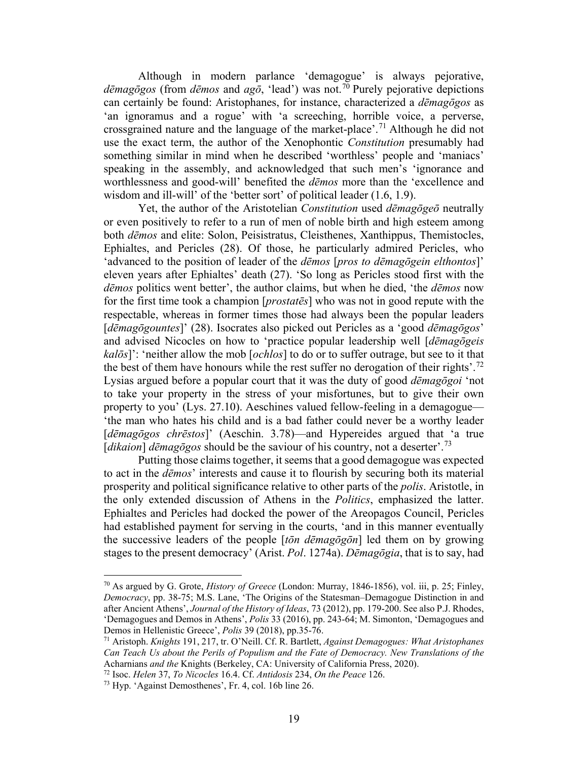Although in modern parlance ‘demagogue’ is always pejorative, *dēmagōgos* (from *dēmos* and *agō*, ‘lead’) was not.[70] Purely pejorative depictions can certainly be found: Aristophanes, for instance, characterized a *dēmagōgos* as ‘an ignoramus and a rogue’ with ‘a screeching, horrible voice, a perverse, crossgrained nature and the language of the market-place’.[71] Although he did not use the exact term, the author of the Xenophontic *Constitution* presumably had something similar in mind when he described ‘worthless’ people and ‘maniacs’ speaking in the assembly, and acknowledged that such men’s ‘ignorance and worthlessness and good-will’ benefited the *dēmos* more than the ‘excellence and wisdom and ill-will’ of the ‘better sort’ of political leader (1.6, 1.9).

Yet, the author of the Aristotelian *Constitution* used *dēmagōgeō* neutrally or even positively to refer to a run of men of noble birth and high esteem among both *dēmos* and elite: Solon, Peisistratus, Cleisthenes, Xanthippus, Themistocles, Ephialtes, and Pericles (28). Of those, he particularly admired Pericles, who ‘advanced to the position of leader of the *dēmos* [*pros to dēmagōgein elthontos*]’ eleven years after Ephialtes’ death (27). ‘So long as Pericles stood first with the *dēmos* politics went better’, the author claims, but when he died, ‘the *dēmos* now for the first time took a champion [*prostatēs*] who was not in good repute with the respectable, whereas in former times those had always been the popular leaders [*dēmagōgountes*]’ (28). Isocrates also picked out Pericles as a ‘good *dēmagōgos*’ and advised Nicocles on how to ‘practice popular leadership well [*dēmagōgeis kalōs*]’: ‘neither allow the mob [*ochlos*] to do or to suffer outrage, but see to it that the best of them have honours while the rest suffer no derogation of their rights’.[72] Lysias argued before a popular court that it was the duty of good *dēmagōgoi* ‘not to take your property in the stress of your misfortunes, but to give their own property to you’ (Lys. 27.10). Aeschines valued fellow-feeling in a demagogue—‘the man who hates his child and is a bad father could never be a worthy leader [*dēmagōgos chrēstos*]’ (Aeschin. 3.78)—and Hypereides argued that ‘a true [*dikaion*] *dēmagōgos* should be the saviour of his country, not a deserter’.[73]

Putting those claims together, it seems that a good demagogue was expected to act in the *dēmos*’ interests and cause it to flourish by securing both its material prosperity and political significance relative to other parts of the *polis*. Aristotle, in the only extended discussion of Athens in the *Politics*, emphasized the latter. Ephialtes and Pericles had docked the power of the Areopagos Council, Pericles had established payment for serving in the courts, ‘and in this manner eventually the successive leaders of the people [*tōn dēmagōgōn*] led them on by growing stages to the present democracy’ (Arist. *Pol*. 1274a). *Dēmagōgia*, that is to say, had

---

[70] As argued by G. Grote, *History of Greece* (London: Murray, 1846-1856), vol. iii, p. 25; Finley, *Democracy*, pp. 38-75; M.S. Lane, ‘The Origins of the Statesman–Demagogue Distinction in and after Ancient Athens’, *Journal of the History of Ideas*, 73 (2012), pp. 179-200. See also P.J. Rhodes, ‘Demagogues and Demos in Athens’, *Polis* 33 (2016), pp. 243-64; M. Simonton, ‘Demagogues and Demos in Hellenistic Greece’, *Polis* 39 (2018), pp.35-76.

[71] Aristoph. *Knights* 191, 217, tr. O’Neill. Cf. R. Bartlett, *Against Demagogues: What Aristophanes Can Teach Us about the Perils of Populism and the Fate of Democracy. New Translations of the* Acharnians *and the* Knights (Berkeley, CA: University of California Press, 2020).

[72] Isoc. *Helen* 37, *To Nicocles* 16.4. Cf. *Antidosis* 234, *On the Peace* 126.

[73] Hyp. ‘Against Demosthenes’, Fr. 4, col. 16b line 26.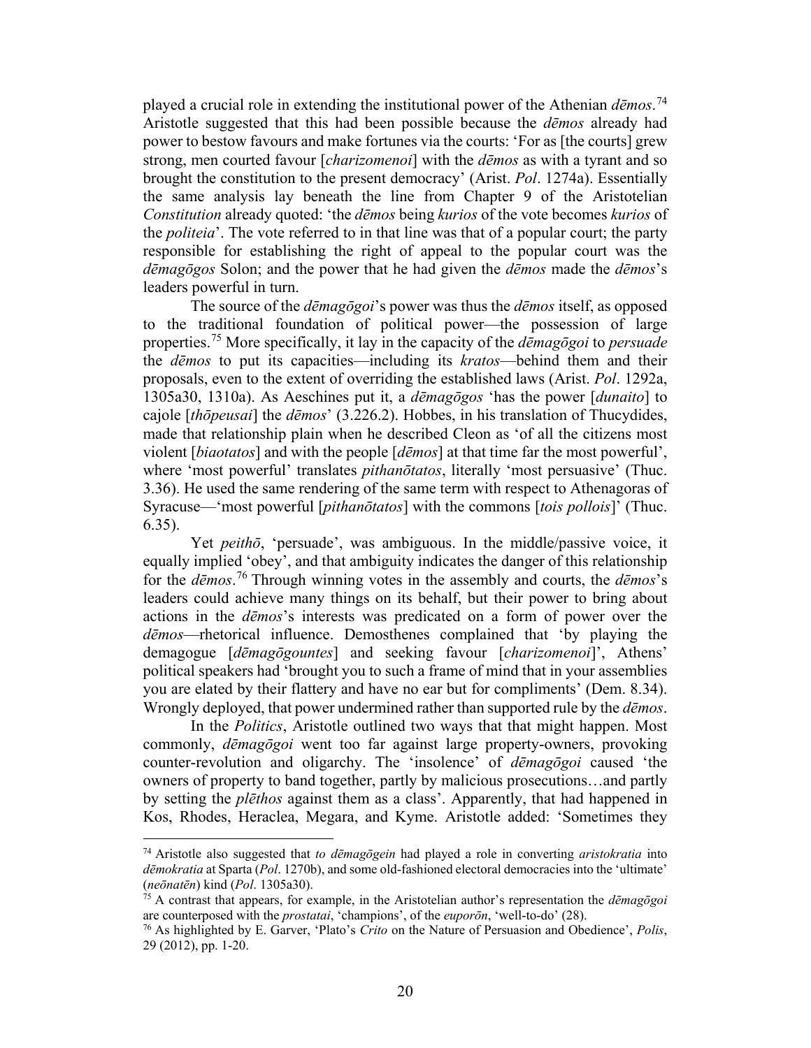played a crucial role in extending the institutional power of the Athenian *dēmos*.[74] Aristotle suggested that this had been possible because the *dēmos* already had power to bestow favours and make fortunes via the courts: 'For as [the courts] grew strong, men courted favour [*charizomenoi*] with the *dēmos* as with a tyrant and so brought the constitution to the present democracy' (Arist. *Pol*. 1274a). Essentially the same analysis lay beneath the line from Chapter 9 of the Aristotelian *Constitution* already quoted: 'the *dēmos* being *kurios* of the vote becomes *kurios* of the *politeia*'. The vote referred to in that line was that of a popular court; the party responsible for establishing the right of appeal to the popular court was the *dēmagōgos* Solon; and the power that he had given the *dēmos* made the *dēmos*'s leaders powerful in turn.

The source of the *dēmagōgoi*'s power was thus the *dēmos* itself, as opposed to the traditional foundation of political power—the possession of large properties.[75] More specifically, it lay in the capacity of the *dēmagōgoi* to *persuade* the *dēmos* to put its capacities—including its *kratos*—behind them and their proposals, even to the extent of overriding the established laws (Arist. *Pol*. 1292a, 1305a30, 1310a). As Aeschines put it, a *dēmagōgos* 'has the power [*dunaito*] to cajole [*thōpeusai*] the *dēmos*' (3.226.2). Hobbes, in his translation of Thucydides, made that relationship plain when he described Cleon as 'of all the citizens most violent [*biaotatos*] and with the people [*dēmos*] at that time far the most powerful', where 'most powerful' translates *pithanōtatos*, literally 'most persuasive' (Thuc. 3.36). He used the same rendering of the same term with respect to Athenagoras of Syracuse—'most powerful [*pithanōtatos*] with the commons [*tois pollois*]' (Thuc. 6.35).

Yet *peithō*, 'persuade', was ambiguous. In the middle/passive voice, it equally implied 'obey', and that ambiguity indicates the danger of this relationship for the *dēmos*.[76] Through winning votes in the assembly and courts, the *dēmos*'s leaders could achieve many things on its behalf, but their power to bring about actions in the *dēmos*'s interests was predicated on a form of power over the *dēmos*—rhetorical influence. Demosthenes complained that 'by playing the demagogue [*dēmagōgountes*] and seeking favour [*charizomenoi*]', Athens' political speakers had 'brought you to such a frame of mind that in your assemblies you are elated by their flattery and have no ear but for compliments' (Dem. 8.34). Wrongly deployed, that power undermined rather than supported rule by the *dēmos*.

In the *Politics*, Aristotle outlined two ways that that might happen. Most commonly, *dēmagōgoi* went too far against large property-owners, provoking counter-revolution and oligarchy. The 'insolence' of *dēmagōgoi* caused 'the owners of property to band together, partly by malicious prosecutions…and partly by setting the *plēthos* against them as a class'. Apparently, that had happened in Kos, Rhodes, Heraclea, Megara, and Kyme. Aristotle added: 'Sometimes they

---

[74] Aristotle also suggested that *to dēmagōgein* had played a role in converting *aristokratia* into *dēmokratia* at Sparta (*Pol*. 1270b), and some old-fashioned electoral democracies into the 'ultimate' (*neōnatēn*) kind (*Pol*. 1305a30).

[75] A contrast that appears, for example, in the Aristotelian author's representation the *dēmagōgoi* are counterposed with the *prostatai*, 'champions', of the *euporōn*, 'well-to-do' (28).

[76] As highlighted by E. Garver, 'Plato's *Crito* on the Nature of Persuasion and Obedience', *Polis*, 29 (2012), pp. 1-20.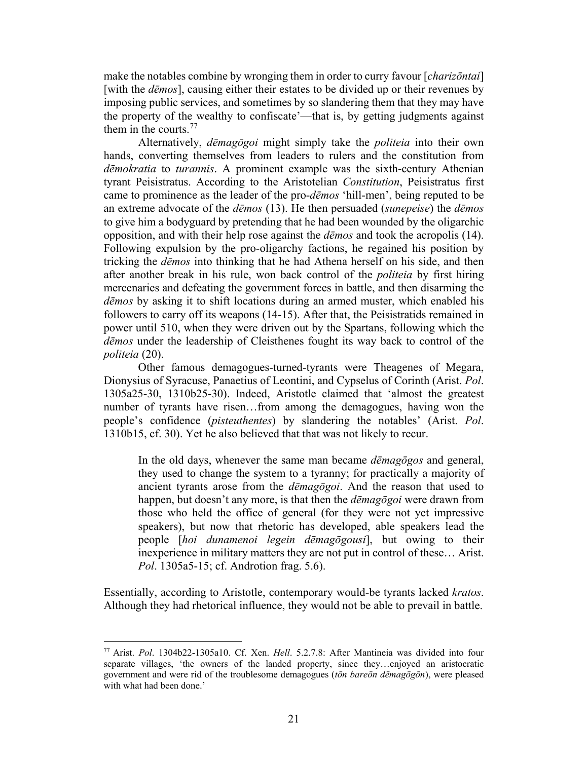make the notables combine by wronging them in order to curry favour [*charizōntai*] [with the *dēmos*], causing either their estates to be divided up or their revenues by imposing public services, and sometimes by so slandering them that they may have the property of the wealthy to confiscate'—that is, by getting judgments against them in the courts.[77]

Alternatively, *dēmagōgoi* might simply take the *politeia* into their own hands, converting themselves from leaders to rulers and the constitution from *dēmokratia* to *turannis*. A prominent example was the sixth-century Athenian tyrant Peisistratus. According to the Aristotelian *Constitution*, Peisistratus first came to prominence as the leader of the pro-*dēmos* 'hill-men', being reputed to be an extreme advocate of the *dēmos* (13). He then persuaded (*sunepeise*) the *dēmos* to give him a bodyguard by pretending that he had been wounded by the oligarchic opposition, and with their help rose against the *dēmos* and took the acropolis (14). Following expulsion by the pro-oligarchy factions, he regained his position by tricking the *dēmos* into thinking that he had Athena herself on his side, and then after another break in his rule, won back control of the *politeia* by first hiring mercenaries and defeating the government forces in battle, and then disarming the *dēmos* by asking it to shift locations during an armed muster, which enabled his followers to carry off its weapons (14-15). After that, the Peisistratids remained in power until 510, when they were driven out by the Spartans, following which the *dēmos* under the leadership of Cleisthenes fought its way back to control of the *politeia* (20).

Other famous demagogues-turned-tyrants were Theagenes of Megara, Dionysius of Syracuse, Panaetius of Leontini, and Cypselus of Corinth (Arist. *Pol*. 1305a25-30, 1310b25-30). Indeed, Aristotle claimed that 'almost the greatest number of tyrants have risen…from among the demagogues, having won the people's confidence (*pisteuthentes*) by slandering the notables' (Arist. *Pol*. 1310b15, cf. 30). Yet he also believed that that was not likely to recur.

> In the old days, whenever the same man became *dēmagōgos* and general, they used to change the system to a tyranny; for practically a majority of ancient tyrants arose from the *dēmagōgoi*. And the reason that used to happen, but doesn't any more, is that then the *dēmagōgoi* were drawn from those who held the office of general (for they were not yet impressive speakers), but now that rhetoric has developed, able speakers lead the people [*hoi dunamenoi legein dēmagōgousi*], but owing to their inexperience in military matters they are not put in control of these… Arist. *Pol*. 1305a5-15; cf. Androtion frag. 5.6).

Essentially, according to Aristotle, contemporary would-be tyrants lacked *kratos*. Although they had rhetorical influence, they would not be able to prevail in battle.

---

[77] Arist. *Pol*. 1304b22-1305a10. Cf. Xen. *Hell*. 5.2.7.8: After Mantineia was divided into four separate villages, 'the owners of the landed property, since they…enjoyed an aristocratic government and were rid of the troublesome demagogues (*tōn bareōn dēmagōgōn*), were pleased with what had been done.'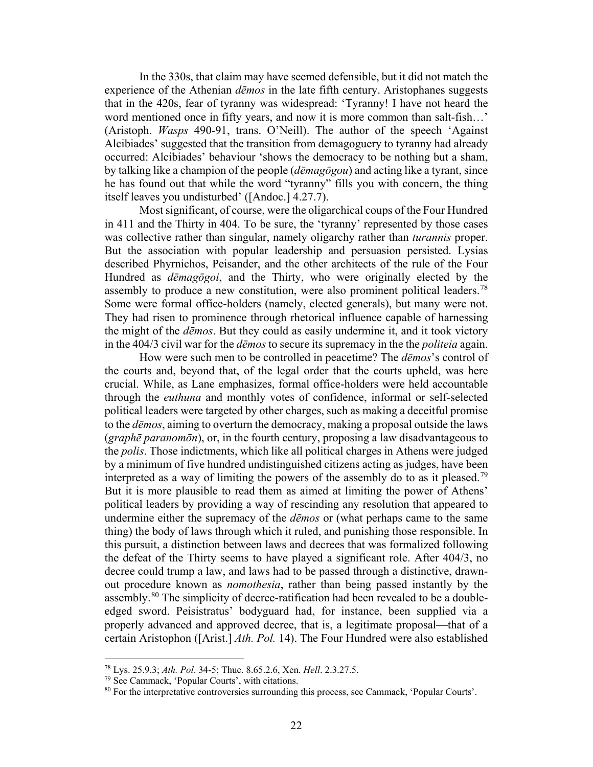In the 330s, that claim may have seemed defensible, but it did not match the experience of the Athenian *dēmos* in the late fifth century. Aristophanes suggests that in the 420s, fear of tyranny was widespread: 'Tyranny! I have not heard the word mentioned once in fifty years, and now it is more common than salt-fish…' (Aristoph. *Wasps* 490-91, trans. O'Neill). The author of the speech 'Against Alcibiades' suggested that the transition from demagoguery to tyranny had already occurred: Alcibiades' behaviour 'shows the democracy to be nothing but a sham, by talking like a champion of the people (*dēmagōgou*) and acting like a tyrant, since he has found out that while the word "tyranny" fills you with concern, the thing itself leaves you undisturbed' ([Andoc.] 4.27.7).

Most significant, of course, were the oligarchical coups of the Four Hundred in 411 and the Thirty in 404. To be sure, the 'tyranny' represented by those cases was collective rather than singular, namely oligarchy rather than *turannis* proper. But the association with popular leadership and persuasion persisted. Lysias described Phyrnichos, Peisander, and the other architects of the rule of the Four Hundred as *dēmagōgoi*, and the Thirty, who were originally elected by the assembly to produce a new constitution, were also prominent political leaders.[78] Some were formal office-holders (namely, elected generals), but many were not. They had risen to prominence through rhetorical influence capable of harnessing the might of the *dēmos*. But they could as easily undermine it, and it took victory in the 404/3 civil war for the *dēmos* to secure its supremacy in the the *politeia* again.

How were such men to be controlled in peacetime? The *dēmos*'s control of the courts and, beyond that, of the legal order that the courts upheld, was here crucial. While, as Lane emphasizes, formal office-holders were held accountable through the *euthuna* and monthly votes of confidence, informal or self-selected political leaders were targeted by other charges, such as making a deceitful promise to the *dēmos*, aiming to overturn the democracy, making a proposal outside the laws (*graphē paranomōn*), or, in the fourth century, proposing a law disadvantageous to the *polis*. Those indictments, which like all political charges in Athens were judged by a minimum of five hundred undistinguished citizens acting as judges, have been interpreted as a way of limiting the powers of the assembly do to as it pleased.[79] But it is more plausible to read them as aimed at limiting the power of Athens' political leaders by providing a way of rescinding any resolution that appeared to undermine either the supremacy of the *dēmos* or (what perhaps came to the same thing) the body of laws through which it ruled, and punishing those responsible. In this pursuit, a distinction between laws and decrees that was formalized following the defeat of the Thirty seems to have played a significant role. After 404/3, no decree could trump a law, and laws had to be passed through a distinctive, drawn-out procedure known as *nomothesia*, rather than being passed instantly by the assembly.[80] The simplicity of decree-ratification had been revealed to be a double-edged sword. Peisistratus' bodyguard had, for instance, been supplied via a properly advanced and approved decree, that is, a legitimate proposal—that of a certain Aristophon ([Arist.] *Ath. Pol.* 14). The Four Hundred were also established

---

[78] Lys. 25.9.3; *Ath. Pol*. 34-5; Thuc. 8.65.2.6, Xen. *Hell*. 2.3.27.5.

[79] See Cammack, 'Popular Courts', with citations.

[80] For the interpretative controversies surrounding this process, see Cammack, 'Popular Courts'.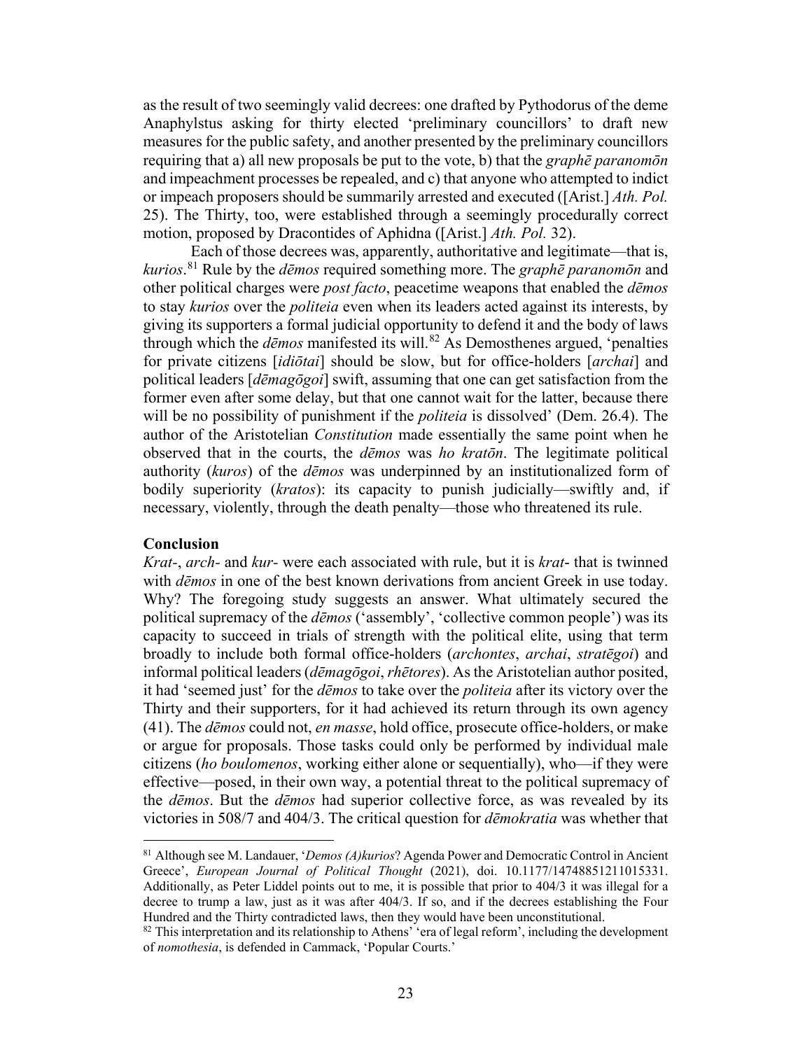as the result of two seemingly valid decrees: one drafted by Pythodorus of the deme Anaphylstus asking for thirty elected 'preliminary councillors' to draft new measures for the public safety, and another presented by the preliminary councillors requiring that a) all new proposals be put to the vote, b) that the *graphē paranomōn* and impeachment processes be repealed, and c) that anyone who attempted to indict or impeach proposers should be summarily arrested and executed ([Arist.] *Ath. Pol.* 25). The Thirty, too, were established through a seemingly procedurally correct motion, proposed by Dracontides of Aphidna ([Arist.] *Ath. Pol.* 32).

Each of those decrees was, apparently, authoritative and legitimate—that is, *kurios*.[81] Rule by the *dēmos* required something more. The *graphē paranomōn* and other political charges were *post facto*, peacetime weapons that enabled the *dēmos* to stay *kurios* over the *politeia* even when its leaders acted against its interests, by giving its supporters a formal judicial opportunity to defend it and the body of laws through which the *dēmos* manifested its will.[82] As Demosthenes argued, 'penalties for private citizens [*idiōtai*] should be slow, but for office-holders [*archai*] and political leaders [*dēmagōgoi*] swift, assuming that one can get satisfaction from the former even after some delay, but that one cannot wait for the latter, because there will be no possibility of punishment if the *politeia* is dissolved' (Dem. 26.4). The author of the Aristotelian *Constitution* made essentially the same point when he observed that in the courts, the *dēmos* was *ho kratōn*. The legitimate political authority (*kuros*) of the *dēmos* was underpinned by an institutionalized form of bodily superiority (*kratos*): its capacity to punish judicially—swiftly and, if necessary, violently, through the death penalty—those who threatened its rule.

**Conclusion**

*Krat-*, *arch-* and *kur-* were each associated with rule, but it is *krat-* that is twinned with *dēmos* in one of the best known derivations from ancient Greek in use today. Why? The foregoing study suggests an answer. What ultimately secured the political supremacy of the *dēmos* ('assembly', 'collective common people') was its capacity to succeed in trials of strength with the political elite, using that term broadly to include both formal office-holders (*archontes*, *archai*, *stratēgoi*) and informal political leaders (*dēmagōgoi*, *rhētores*). As the Aristotelian author posited, it had 'seemed just' for the *dēmos* to take over the *politeia* after its victory over the Thirty and their supporters, for it had achieved its return through its own agency (41). The *dēmos* could not, *en masse*, hold office, prosecute office-holders, or make or argue for proposals. Those tasks could only be performed by individual male citizens (*ho boulomenos*, working either alone or sequentially), who—if they were effective—posed, in their own way, a potential threat to the political supremacy of the *dēmos*. But the *dēmos* had superior collective force, as was revealed by its victories in 508/7 and 404/3. The critical question for *dēmokratia* was whether that

---

[81] Although see M. Landauer, '*Demos (A)kurios*? Agenda Power and Democratic Control in Ancient Greece', *European Journal of Political Thought* (2021), doi. 10.1177/14748851211015331. Additionally, as Peter Liddel points out to me, it is possible that prior to 404/3 it was illegal for a decree to trump a law, just as it was after 404/3. If so, and if the decrees establishing the Four Hundred and the Thirty contradicted laws, then they would have been unconstitutional.

[82] This interpretation and its relationship to Athens' 'era of legal reform', including the development of *nomothesia*, is defended in Cammack, 'Popular Courts.'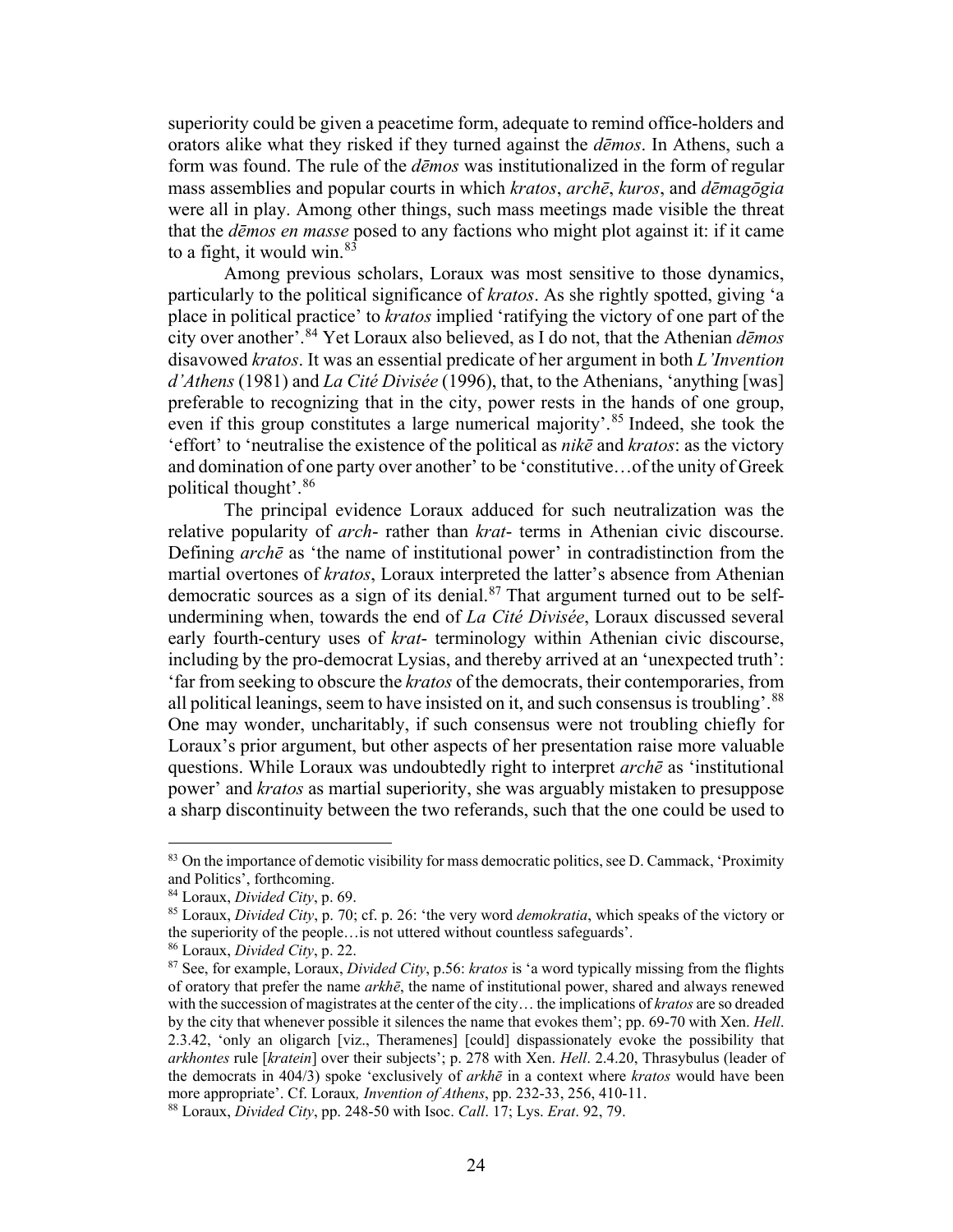superiority could be given a peacetime form, adequate to remind office-holders and orators alike what they risked if they turned against the *dēmos*. In Athens, such a form was found. The rule of the *dēmos* was institutionalized in the form of regular mass assemblies and popular courts in which *kratos*, *archē*, *kuros*, and *dēmagōgia* were all in play. Among other things, such mass meetings made visible the threat that the *dēmos en masse* posed to any factions who might plot against it: if it came to a fight, it would win.[83]

Among previous scholars, Loraux was most sensitive to those dynamics, particularly to the political significance of *kratos*. As she rightly spotted, giving 'a place in political practice' to *kratos* implied 'ratifying the victory of one part of the city over another'.[84] Yet Loraux also believed, as I do not, that the Athenian *dēmos* disavowed *kratos*. It was an essential predicate of her argument in both *L'Invention d'Athens* (1981) and *La Cité Divisée* (1996), that, to the Athenians, 'anything [was] preferable to recognizing that in the city, power rests in the hands of one group, even if this group constitutes a large numerical majority'.[85] Indeed, she took the 'effort' to 'neutralise the existence of the political as *nikē* and *kratos*: as the victory and domination of one party over another' to be 'constitutive…of the unity of Greek political thought'.[86]

The principal evidence Loraux adduced for such neutralization was the relative popularity of *arch*- rather than *krat*- terms in Athenian civic discourse. Defining *archē* as 'the name of institutional power' in contradistinction from the martial overtones of *kratos*, Loraux interpreted the latter's absence from Athenian democratic sources as a sign of its denial.[87] That argument turned out to be self-undermining when, towards the end of *La Cité Divisée*, Loraux discussed several early fourth-century uses of *krat*- terminology within Athenian civic discourse, including by the pro-democrat Lysias, and thereby arrived at an 'unexpected truth': 'far from seeking to obscure the *kratos* of the democrats, their contemporaries, from all political leanings, seem to have insisted on it, and such consensus is troubling'.[88] One may wonder, uncharitably, if such consensus were not troubling chiefly for Loraux's prior argument, but other aspects of her presentation raise more valuable questions. While Loraux was undoubtedly right to interpret *archē* as 'institutional power' and *kratos* as martial superiority, she was arguably mistaken to presuppose a sharp discontinuity between the two referands, such that the one could be used to

---

[83] On the importance of demotic visibility for mass democratic politics, see D. Cammack, 'Proximity and Politics', forthcoming.

[84] Loraux, *Divided City*, p. 69.

[85] Loraux, *Divided City*, p. 70; cf. p. 26: 'the very word *demokratia*, which speaks of the victory or the superiority of the people…is not uttered without countless safeguards'.

[86] Loraux, *Divided City*, p. 22.

[87] See, for example, Loraux, *Divided City*, p.56: *kratos* is 'a word typically missing from the flights of oratory that prefer the name *arkhē*, the name of institutional power, shared and always renewed with the succession of magistrates at the center of the city… the implications of *kratos* are so dreaded by the city that whenever possible it silences the name that evokes them'; pp. 69-70 with Xen. *Hell*. 2.3.42, 'only an oligarch [viz., Theramenes] [could] dispassionately evoke the possibility that *arkhontes* rule [*kratein*] over their subjects'; p. 278 with Xen. *Hell*. 2.4.20, Thrasybulus (leader of the democrats in 404/3) spoke 'exclusively of *arkhē* in a context where *kratos* would have been more appropriate'. Cf. Loraux*, Invention of Athens*, pp. 232-33, 256, 410-11.

[88] Loraux, *Divided City*, pp. 248-50 with Isoc. *Call*. 17; Lys. *Erat*. 92, 79.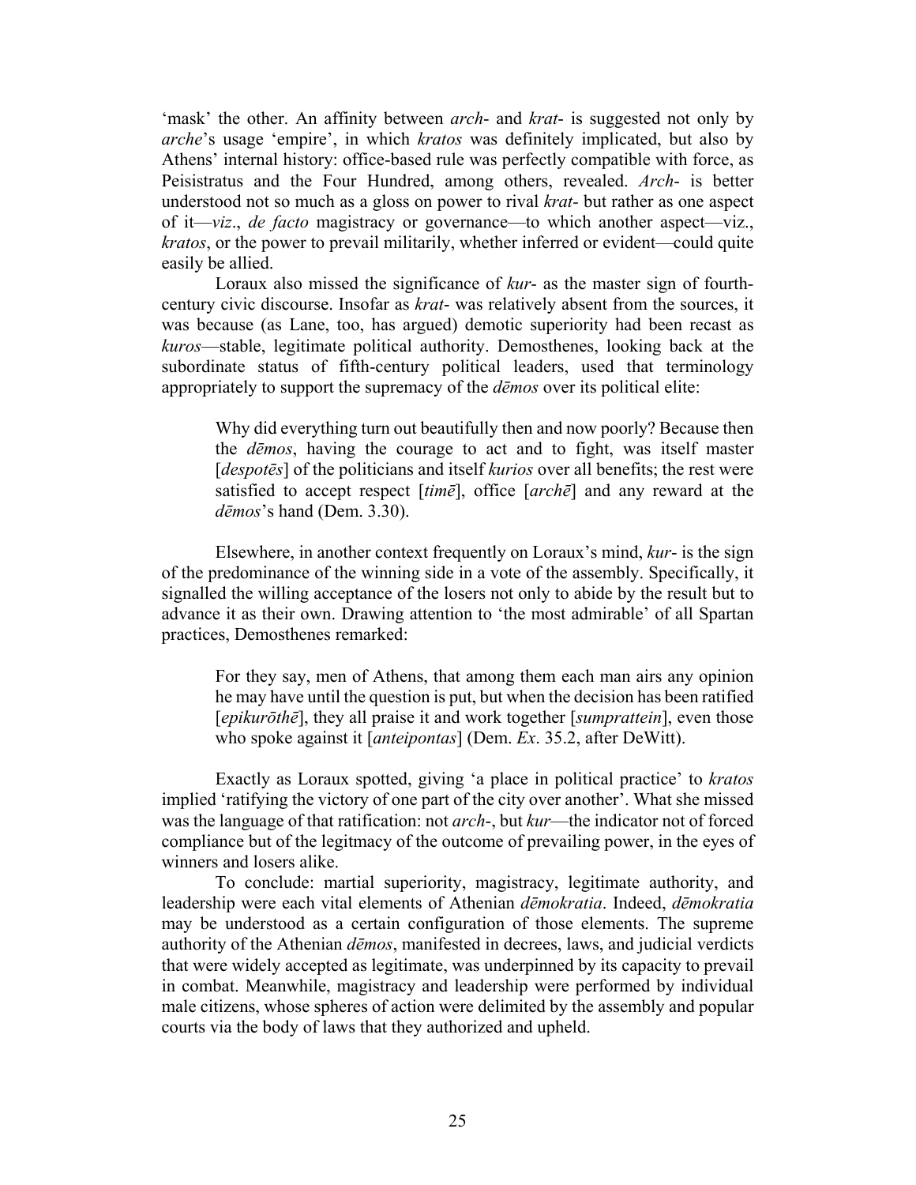'mask' the other. An affinity between *arch*- and *krat*- is suggested not only by *arche*'s usage 'empire', in which *kratos* was definitely implicated, but also by Athens' internal history: office-based rule was perfectly compatible with force, as Peisistratus and the Four Hundred, among others, revealed. *Arch*- is better understood not so much as a gloss on power to rival *krat*- but rather as one aspect of it—*viz*., *de facto* magistracy or governance—to which another aspect—viz., *kratos*, or the power to prevail militarily, whether inferred or evident—could quite easily be allied.

Loraux also missed the significance of *kur*- as the master sign of fourth-century civic discourse. Insofar as *krat*- was relatively absent from the sources, it was because (as Lane, too, has argued) demotic superiority had been recast as *kuros*—stable, legitimate political authority. Demosthenes, looking back at the subordinate status of fifth-century political leaders, used that terminology appropriately to support the supremacy of the *dēmos* over its political elite:

> Why did everything turn out beautifully then and now poorly? Because then the *dēmos*, having the courage to act and to fight, was itself master [*despotēs*] of the politicians and itself *kurios* over all benefits; the rest were satisfied to accept respect [*timē*], office [*archē*] and any reward at the *dēmos*'s hand (Dem. 3.30).

Elsewhere, in another context frequently on Loraux's mind, *kur*- is the sign of the predominance of the winning side in a vote of the assembly. Specifically, it signalled the willing acceptance of the losers not only to abide by the result but to advance it as their own. Drawing attention to 'the most admirable' of all Spartan practices, Demosthenes remarked:

> For they say, men of Athens, that among them each man airs any opinion he may have until the question is put, but when the decision has been ratified [*epikurōthē*], they all praise it and work together [*sumprattein*], even those who spoke against it [*anteipontas*] (Dem. *Ex*. 35.2, after DeWitt).

Exactly as Loraux spotted, giving 'a place in political practice' to *kratos* implied 'ratifying the victory of one part of the city over another'. What she missed was the language of that ratification: not *arch*-, but *kur*—the indicator not of forced compliance but of the legitmacy of the outcome of prevailing power, in the eyes of winners and losers alike.

To conclude: martial superiority, magistracy, legitimate authority, and leadership were each vital elements of Athenian *dēmokratia*. Indeed, *dēmokratia* may be understood as a certain configuration of those elements. The supreme authority of the Athenian *dēmos*, manifested in decrees, laws, and judicial verdicts that were widely accepted as legitimate, was underpinned by its capacity to prevail in combat. Meanwhile, magistracy and leadership were performed by individual male citizens, whose spheres of action were delimited by the assembly and popular courts via the body of laws that they authorized and upheld.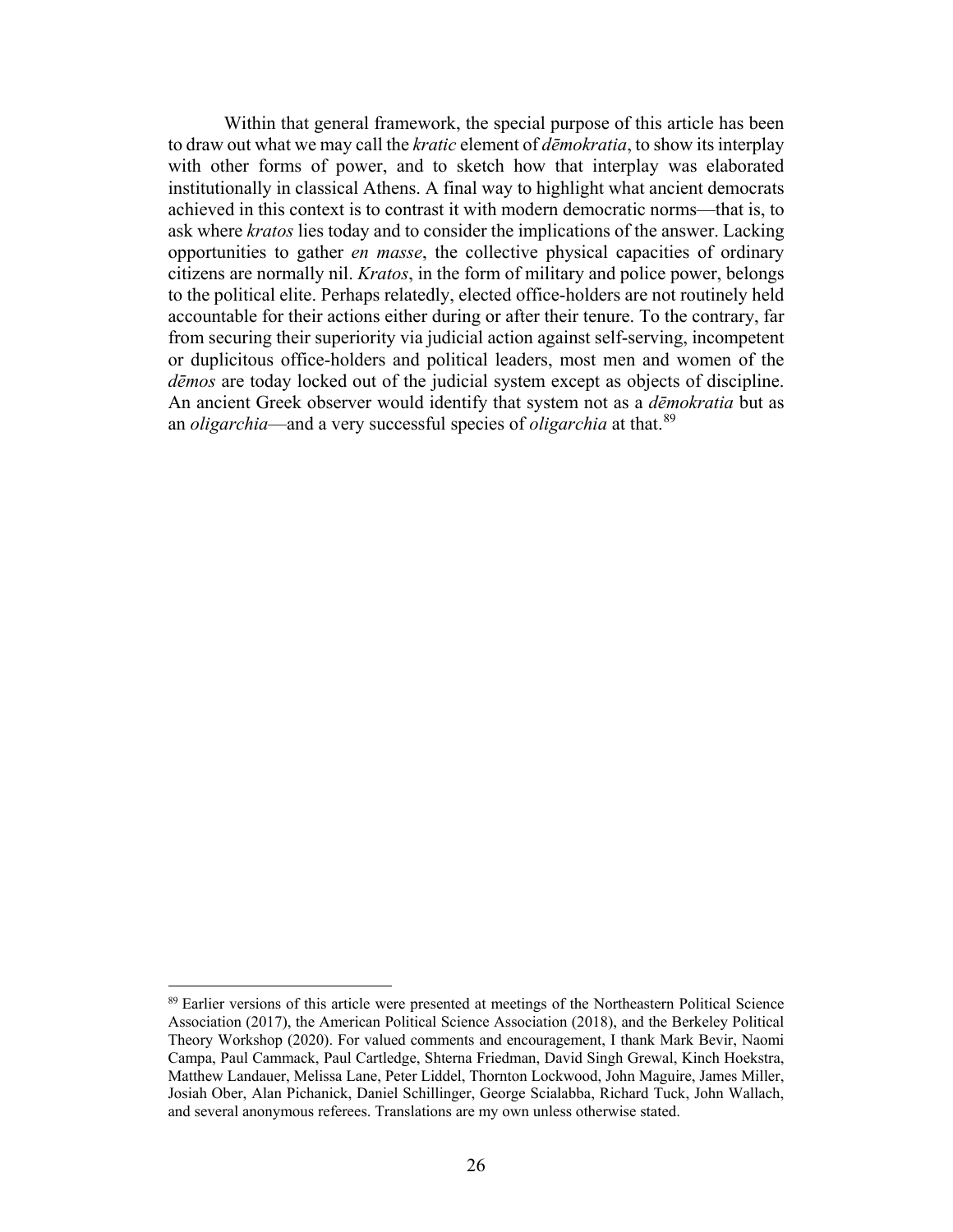Within that general framework, the special purpose of this article has been to draw out what we may call the *kratic* element of *dēmokratia*, to show its interplay with other forms of power, and to sketch how that interplay was elaborated institutionally in classical Athens. A final way to highlight what ancient democrats achieved in this context is to contrast it with modern democratic norms—that is, to ask where *kratos* lies today and to consider the implications of the answer. Lacking opportunities to gather *en masse*, the collective physical capacities of ordinary citizens are normally nil. *Kratos*, in the form of military and police power, belongs to the political elite. Perhaps relatedly, elected office-holders are not routinely held accountable for their actions either during or after their tenure. To the contrary, far from securing their superiority via judicial action against self-serving, incompetent or duplicitous office-holders and political leaders, most men and women of the *dēmos* are today locked out of the judicial system except as objects of discipline. An ancient Greek observer would identify that system not as a *dēmokratia* but as an *oligarchia*—and a very successful species of *oligarchia* at that.[89]

---

[89] Earlier versions of this article were presented at meetings of the Northeastern Political Science Association (2017), the American Political Science Association (2018), and the Berkeley Political Theory Workshop (2020). For valued comments and encouragement, I thank Mark Bevir, Naomi Campa, Paul Cammack, Paul Cartledge, Shterna Friedman, David Singh Grewal, Kinch Hoekstra, Matthew Landauer, Melissa Lane, Peter Liddel, Thornton Lockwood, John Maguire, James Miller, Josiah Ober, Alan Pichanick, Daniel Schillinger, George Scialabba, Richard Tuck, John Wallach, and several anonymous referees. Translations are my own unless otherwise stated.